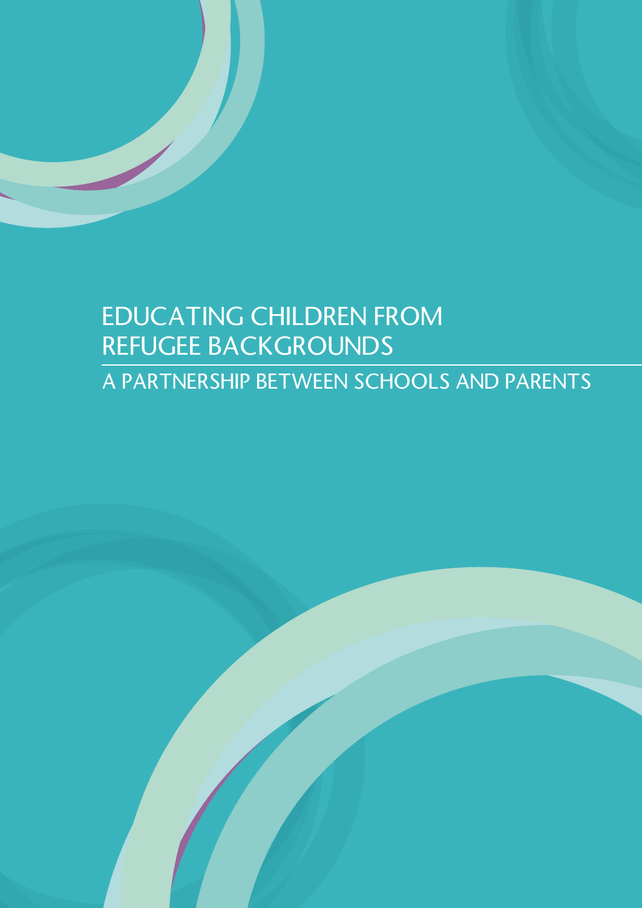# EDUCATING CHILDREN FROM REFUGEE BACKGROUNDS

## A PARTNERSHIP BETWEEN SCHOOLS AND PARENTS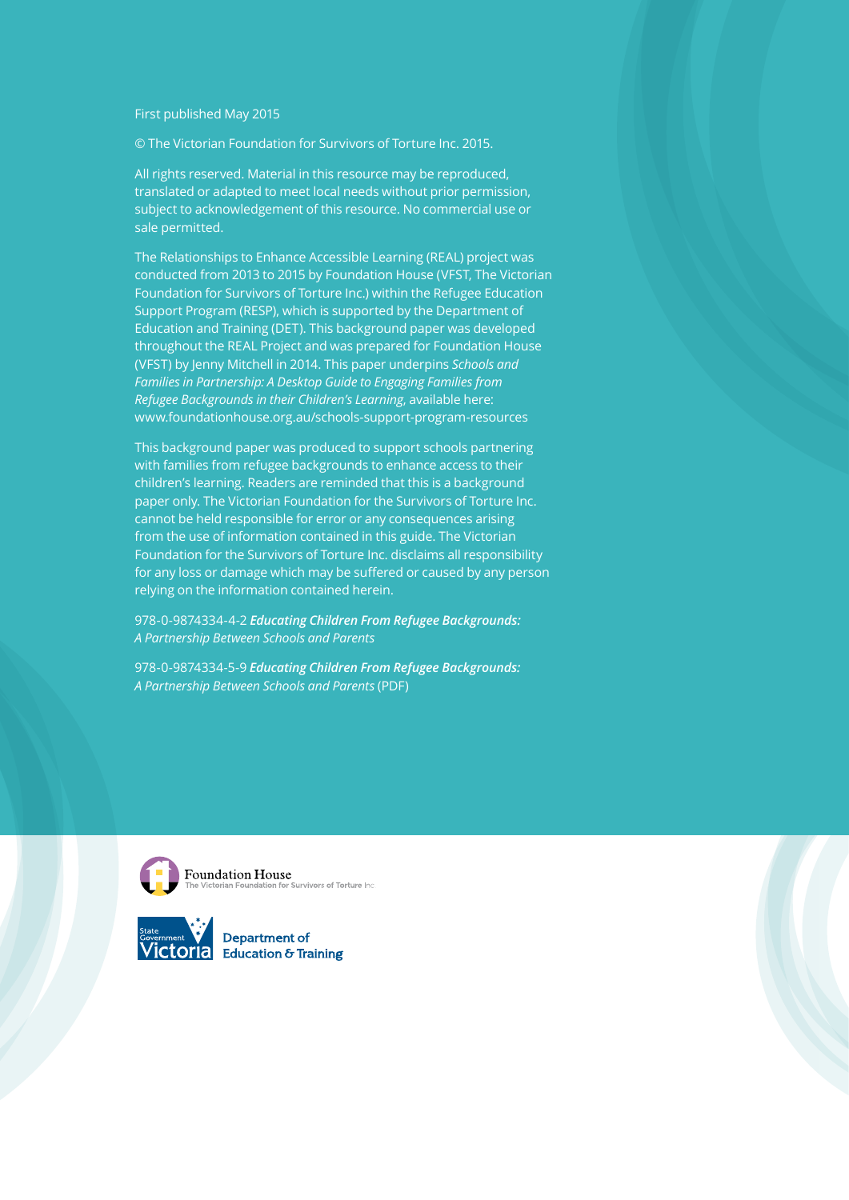First published May 2015

© The Victorian Foundation for Survivors of Torture Inc. 2015.

All rights reserved. Material in this resource may be reproduced, translated or adapted to meet local needs without prior permission, subject to acknowledgement of this resource. No commercial use or sale permitted.

The Relationships to Enhance Accessible Learning (REAL) project was conducted from 2013 to 2015 by Foundation House (VFST, The Victorian Foundation for Survivors of Torture Inc.) within the Refugee Education Support Program (RESP), which is supported by the Department of Education and Training (DET). This background paper was developed throughout the REAL Project and was prepared for Foundation House (VFST) by Jenny Mitchell in 2014. This paper underpins *Schools and Families in Partnership: A Desktop Guide to Engaging Families from Refugee Backgrounds in their Children's Learning*, available here: www.foundationhouse.org.au/schools-support-program-resources

This background paper was produced to support schools partnering with families from refugee backgrounds to enhance access to their children's learning. Readers are reminded that this is a background paper only. The Victorian Foundation for the Survivors of Torture Inc. cannot be held responsible for error or any consequences arising from the use of information contained in this guide. The Victorian Foundation for the Survivors of Torture Inc. disclaims all responsibility for any loss or damage which may be suffered or caused by any person relying on the information contained herein.

978-0-9874334-4-2 ***Educating Children From Refugee Backgrounds:*** *A Partnership Between Schools and Parents*

978-0-9874334-5-9 ***Educating Children From Refugee Backgrounds:*** *A Partnership Between Schools and Parents* (PDF)

Foundation House
The Victorian Foundation for Survivors of Torture Inc

State Government Victoria
Department of Education & Training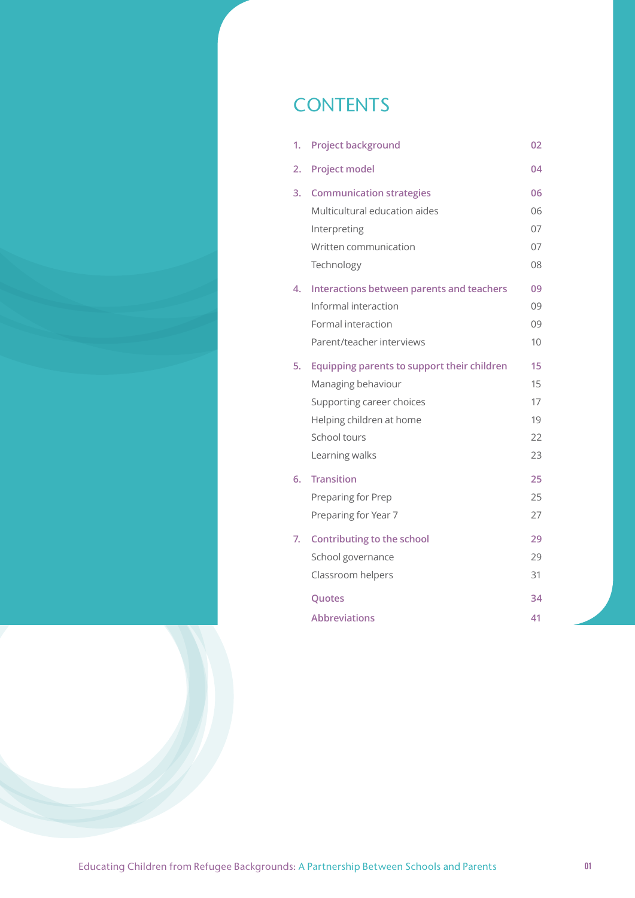# CONTENTS

| | | |
|---|---|---|
| 1. | **Project background** | **02** |
| 2. | **Project model** | **04** |
| 3. | **Communication strategies** | **06** |
| | Multicultural education aides | 06 |
| | Interpreting | 07 |
| | Written communication | 07 |
| | Technology | 08 |
| 4. | **Interactions between parents and teachers** | **09** |
| | Informal interaction | 09 |
| | Formal interaction | 09 |
| | Parent/teacher interviews | 10 |
| 5. | **Equipping parents to support their children** | **15** |
| | Managing behaviour | 15 |
| | Supporting career choices | 17 |
| | Helping children at home | 19 |
| | School tours | 22 |
| | Learning walks | 23 |
| 6. | **Transition** | **25** |
| | Preparing for Prep | 25 |
| | Preparing for Year 7 | 27 |
| 7. | **Contributing to the school** | **29** |
| | School governance | 29 |
| | Classroom helpers | 31 |
| | **Quotes** | **34** |
| | **Abbreviations** | **41** |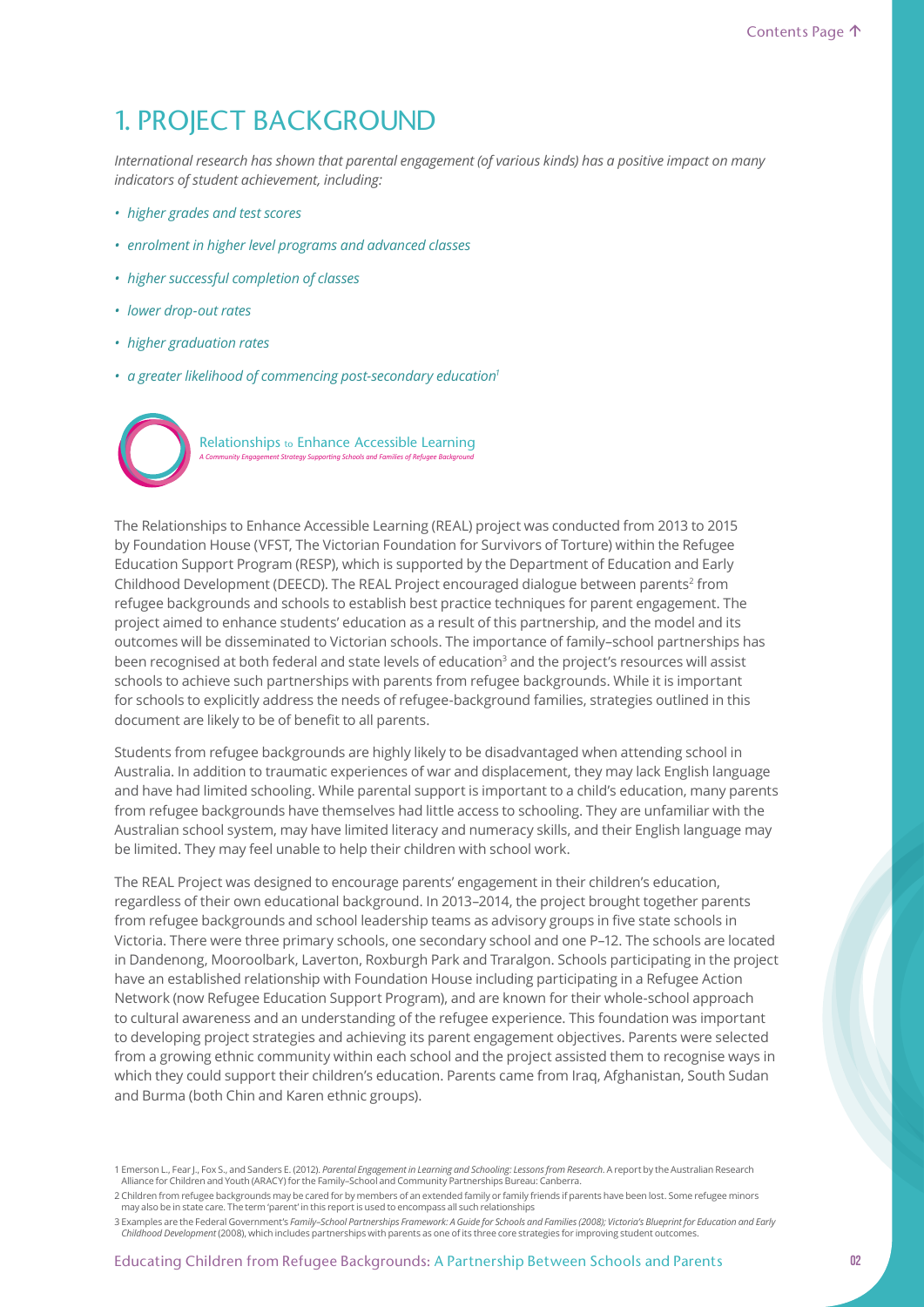# 1. PROJECT BACKGROUND

*International research has shown that parental engagement (of various kinds) has a positive impact on many indicators of student achievement, including:*

- *higher grades and test scores*
- *enrolment in higher level programs and advanced classes*
- *higher successful completion of classes*
- *lower drop-out rates*
- *higher graduation rates*
- *a greater likelihood of commencing post-secondary education*[1]

Relationships to Enhance Accessible Learning
*A Community Engagement Strategy Supporting Schools and Families of Refugee Background*

The Relationships to Enhance Accessible Learning (REAL) project was conducted from 2013 to 2015 by Foundation House (VFST, The Victorian Foundation for Survivors of Torture) within the Refugee Education Support Program (RESP), which is supported by the Department of Education and Early Childhood Development (DEECD). The REAL Project encouraged dialogue between parents[2] from refugee backgrounds and schools to establish best practice techniques for parent engagement. The project aimed to enhance students' education as a result of this partnership, and the model and its outcomes will be disseminated to Victorian schools. The importance of family–school partnerships has been recognised at both federal and state levels of education[3] and the project's resources will assist schools to achieve such partnerships with parents from refugee backgrounds. While it is important for schools to explicitly address the needs of refugee-background families, strategies outlined in this document are likely to be of benefit to all parents.

Students from refugee backgrounds are highly likely to be disadvantaged when attending school in Australia. In addition to traumatic experiences of war and displacement, they may lack English language and have had limited schooling. While parental support is important to a child's education, many parents from refugee backgrounds have themselves had little access to schooling. They are unfamiliar with the Australian school system, may have limited literacy and numeracy skills, and their English language may be limited. They may feel unable to help their children with school work.

The REAL Project was designed to encourage parents' engagement in their children's education, regardless of their own educational background. In 2013–2014, the project brought together parents from refugee backgrounds and school leadership teams as advisory groups in five state schools in Victoria. There were three primary schools, one secondary school and one P–12. The schools are located in Dandenong, Mooroolbark, Laverton, Roxburgh Park and Traralgon. Schools participating in the project have an established relationship with Foundation House including participating in a Refugee Action Network (now Refugee Education Support Program), and are known for their whole-school approach to cultural awareness and an understanding of the refugee experience. This foundation was important to developing project strategies and achieving its parent engagement objectives. Parents were selected from a growing ethnic community within each school and the project assisted them to recognise ways in which they could support their children's education. Parents came from Iraq, Afghanistan, South Sudan and Burma (both Chin and Karen ethnic groups).

1 Emerson L., Fear J., Fox S., and Sanders E. (2012). *Parental Engagement in Learning and Schooling: Lessons from Research*. A report by the Australian Research Alliance for Children and Youth (ARACY) for the Family–School and Community Partnerships Bureau: Canberra.

2 Children from refugee backgrounds may be cared for by members of an extended family or family friends if parents have been lost. Some refugee minors may also be in state care. The term 'parent' in this report is used to encompass all such relationships

3 Examples are the Federal Government's *Family–School Partnerships Framework: A Guide for Schools and Families (2008); Victoria's Blueprint for Education and Early Childhood Development* (2008), which includes partnerships with parents as one of its three core strategies for improving student outcomes.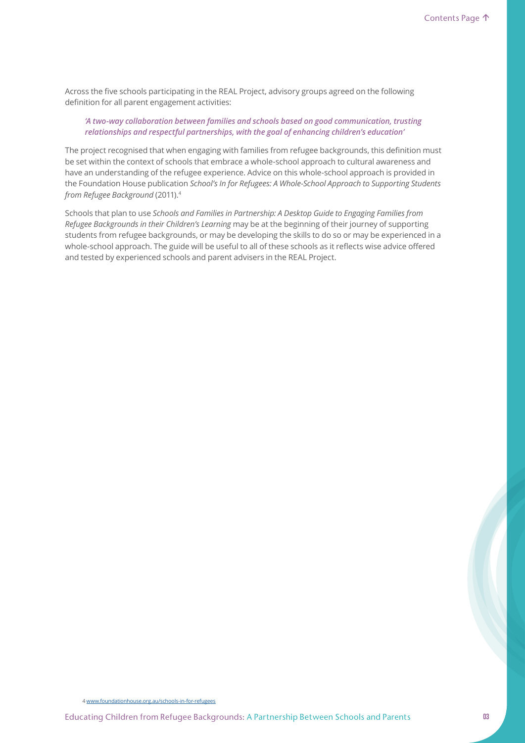Across the five schools participating in the REAL Project, advisory groups agreed on the following definition for all parent engagement activities:

> ***'A two-way collaboration between families and schools based on good communication, trusting relationships and respectful partnerships, with the goal of enhancing children's education'***

The project recognised that when engaging with families from refugee backgrounds, this definition must be set within the context of schools that embrace a whole-school approach to cultural awareness and have an understanding of the refugee experience. Advice on this whole-school approach is provided in the Foundation House publication *School's In for Refugees: A Whole-School Approach to Supporting Students from Refugee Background* (2011).[4]

Schools that plan to use *Schools and Families in Partnership: A Desktop Guide to Engaging Families from Refugee Backgrounds in their Children's Learning* may be at the beginning of their journey of supporting students from refugee backgrounds, or may be developing the skills to do so or may be experienced in a whole-school approach. The guide will be useful to all of these schools as it reflects wise advice offered and tested by experienced schools and parent advisers in the REAL Project.

[4] www.foundationhouse.org.au/schools-in-for-refugees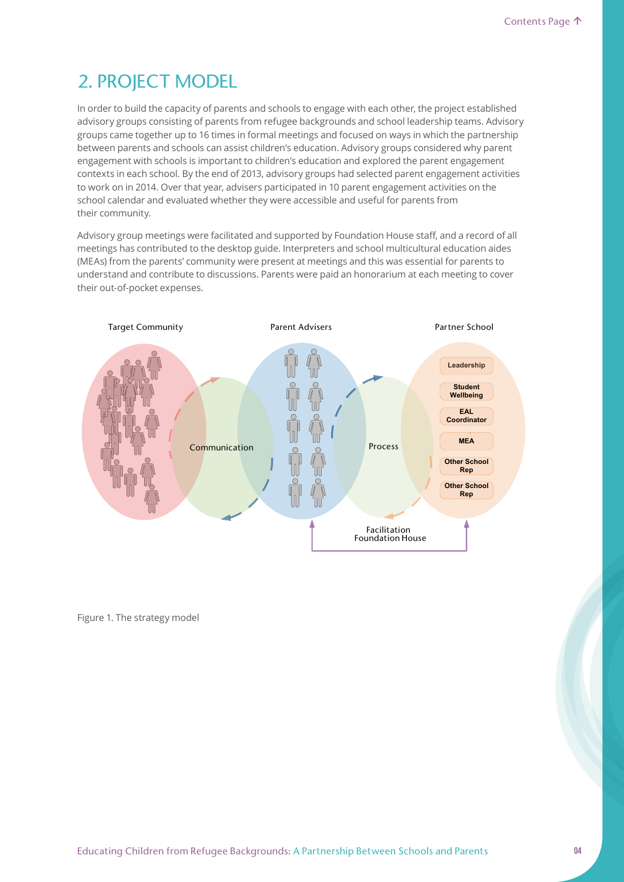# 2. PROJECT MODEL

In order to build the capacity of parents and schools to engage with each other, the project established advisory groups consisting of parents from refugee backgrounds and school leadership teams. Advisory groups came together up to 16 times in formal meetings and focused on ways in which the partnership between parents and schools can assist children's education. Advisory groups considered why parent engagement with schools is important to children's education and explored the parent engagement contexts in each school. By the end of 2013, advisory groups had selected parent engagement activities to work on in 2014. Over that year, advisers participated in 10 parent engagement activities on the school calendar and evaluated whether they were accessible and useful for parents from their community.

Advisory group meetings were facilitated and supported by Foundation House staff, and a record of all meetings has contributed to the desktop guide. Interpreters and school multicultural education aides (MEAs) from the parents' community were present at meetings and this was essential for parents to understand and contribute to discussions. Parents were paid an honorarium at each meeting to cover their out-of-pocket expenses.

Target Community | Parent Advisers | Partner School

Communication | Process

Leadership
Student Wellbeing
EAL Coordinator
MEA
Other School Rep
Other School Rep

Facilitation
Foundation House

Figure 1. The strategy model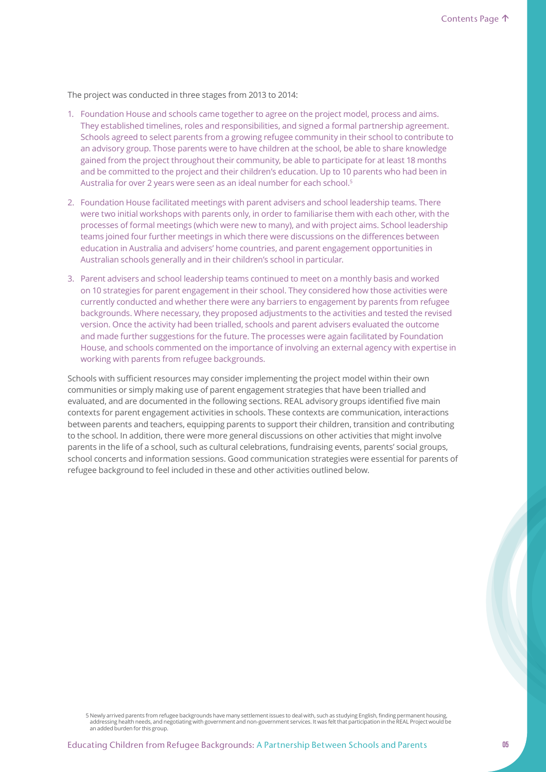The project was conducted in three stages from 2013 to 2014:

1. Foundation House and schools came together to agree on the project model, process and aims. They established timelines, roles and responsibilities, and signed a formal partnership agreement. Schools agreed to select parents from a growing refugee community in their school to contribute to an advisory group. Those parents were to have children at the school, be able to share knowledge gained from the project throughout their community, be able to participate for at least 18 months and be committed to the project and their children's education. Up to 10 parents who had been in Australia for over 2 years were seen as an ideal number for each school.[5]
2. Foundation House facilitated meetings with parent advisers and school leadership teams. There were two initial workshops with parents only, in order to familiarise them with each other, with the processes of formal meetings (which were new to many), and with project aims. School leadership teams joined four further meetings in which there were discussions on the differences between education in Australia and advisers' home countries, and parent engagement opportunities in Australian schools generally and in their children's school in particular.
3. Parent advisers and school leadership teams continued to meet on a monthly basis and worked on 10 strategies for parent engagement in their school. They considered how those activities were currently conducted and whether there were any barriers to engagement by parents from refugee backgrounds. Where necessary, they proposed adjustments to the activities and tested the revised version. Once the activity had been trialled, schools and parent advisers evaluated the outcome and made further suggestions for the future. The processes were again facilitated by Foundation House, and schools commented on the importance of involving an external agency with expertise in working with parents from refugee backgrounds.

Schools with sufficient resources may consider implementing the project model within their own communities or simply making use of parent engagement strategies that have been trialled and evaluated, and are documented in the following sections. REAL advisory groups identified five main contexts for parent engagement activities in schools. These contexts are communication, interactions between parents and teachers, equipping parents to support their children, transition and contributing to the school. In addition, there were more general discussions on other activities that might involve parents in the life of a school, such as cultural celebrations, fundraising events, parents' social groups, school concerts and information sessions. Good communication strategies were essential for parents of refugee background to feel included in these and other activities outlined below.

[5] Newly arrived parents from refugee backgrounds have many settlement issues to deal with, such as studying English, finding permanent housing, addressing health needs, and negotiating with government and non-government services. It was felt that participation in the REAL Project would be an added burden for this group.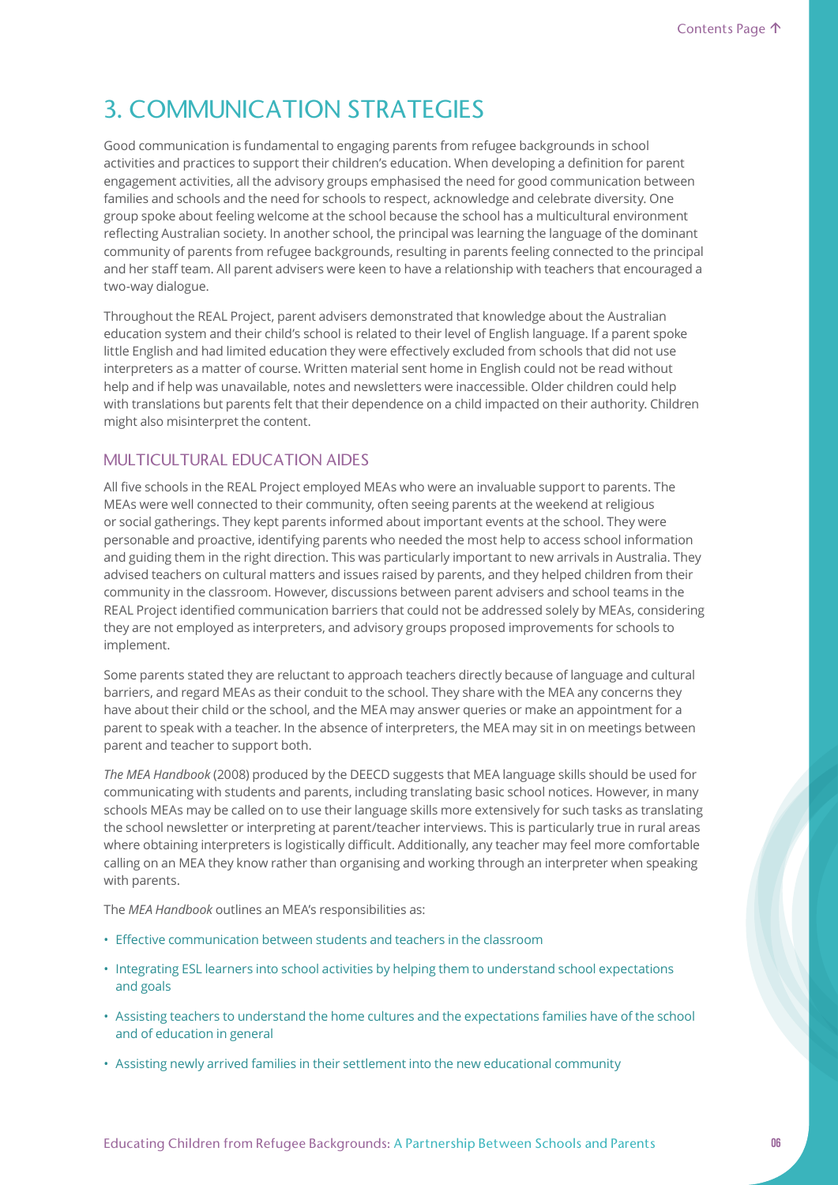# 3. COMMUNICATION STRATEGIES

Good communication is fundamental to engaging parents from refugee backgrounds in school activities and practices to support their children's education. When developing a definition for parent engagement activities, all the advisory groups emphasised the need for good communication between families and schools and the need for schools to respect, acknowledge and celebrate diversity. One group spoke about feeling welcome at the school because the school has a multicultural environment reflecting Australian society. In another school, the principal was learning the language of the dominant community of parents from refugee backgrounds, resulting in parents feeling connected to the principal and her staff team. All parent advisers were keen to have a relationship with teachers that encouraged a two-way dialogue.

Throughout the REAL Project, parent advisers demonstrated that knowledge about the Australian education system and their child's school is related to their level of English language. If a parent spoke little English and had limited education they were effectively excluded from schools that did not use interpreters as a matter of course. Written material sent home in English could not be read without help and if help was unavailable, notes and newsletters were inaccessible. Older children could help with translations but parents felt that their dependence on a child impacted on their authority. Children might also misinterpret the content.

## MULTICULTURAL EDUCATION AIDES

All five schools in the REAL Project employed MEAs who were an invaluable support to parents. The MEAs were well connected to their community, often seeing parents at the weekend at religious or social gatherings. They kept parents informed about important events at the school. They were personable and proactive, identifying parents who needed the most help to access school information and guiding them in the right direction. This was particularly important to new arrivals in Australia. They advised teachers on cultural matters and issues raised by parents, and they helped children from their community in the classroom. However, discussions between parent advisers and school teams in the REAL Project identified communication barriers that could not be addressed solely by MEAs, considering they are not employed as interpreters, and advisory groups proposed improvements for schools to implement.

Some parents stated they are reluctant to approach teachers directly because of language and cultural barriers, and regard MEAs as their conduit to the school. They share with the MEA any concerns they have about their child or the school, and the MEA may answer queries or make an appointment for a parent to speak with a teacher. In the absence of interpreters, the MEA may sit in on meetings between parent and teacher to support both.

*The MEA Handbook* (2008) produced by the DEECD suggests that MEA language skills should be used for communicating with students and parents, including translating basic school notices. However, in many schools MEAs may be called on to use their language skills more extensively for such tasks as translating the school newsletter or interpreting at parent/teacher interviews. This is particularly true in rural areas where obtaining interpreters is logistically difficult. Additionally, any teacher may feel more comfortable calling on an MEA they know rather than organising and working through an interpreter when speaking with parents.

The *MEA Handbook* outlines an MEA's responsibilities as:

- Effective communication between students and teachers in the classroom
- Integrating ESL learners into school activities by helping them to understand school expectations and goals
- Assisting teachers to understand the home cultures and the expectations families have of the school and of education in general
- Assisting newly arrived families in their settlement into the new educational community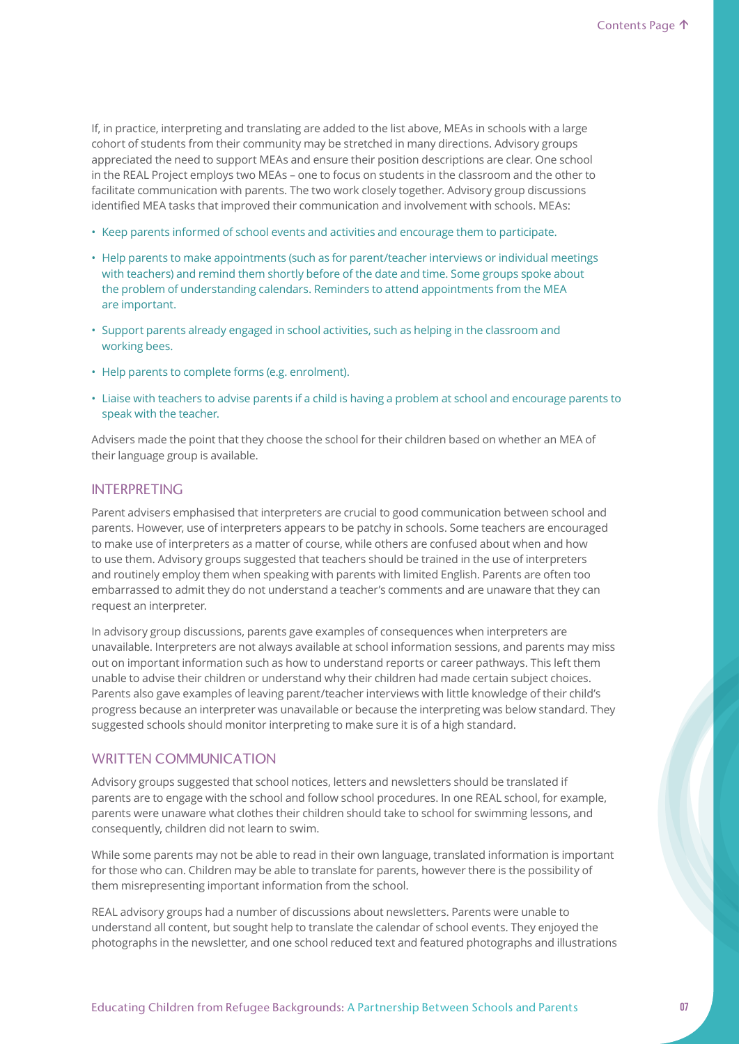If, in practice, interpreting and translating are added to the list above, MEAs in schools with a large cohort of students from their community may be stretched in many directions. Advisory groups appreciated the need to support MEAs and ensure their position descriptions are clear. One school in the REAL Project employs two MEAs – one to focus on students in the classroom and the other to facilitate communication with parents. The two work closely together. Advisory group discussions identified MEA tasks that improved their communication and involvement with schools. MEAs:

- Keep parents informed of school events and activities and encourage them to participate.
- Help parents to make appointments (such as for parent/teacher interviews or individual meetings with teachers) and remind them shortly before of the date and time. Some groups spoke about the problem of understanding calendars. Reminders to attend appointments from the MEA are important.
- Support parents already engaged in school activities, such as helping in the classroom and working bees.
- Help parents to complete forms (e.g. enrolment).
- Liaise with teachers to advise parents if a child is having a problem at school and encourage parents to speak with the teacher.

Advisers made the point that they choose the school for their children based on whether an MEA of their language group is available.

## INTERPRETING

Parent advisers emphasised that interpreters are crucial to good communication between school and parents. However, use of interpreters appears to be patchy in schools. Some teachers are encouraged to make use of interpreters as a matter of course, while others are confused about when and how to use them. Advisory groups suggested that teachers should be trained in the use of interpreters and routinely employ them when speaking with parents with limited English. Parents are often too embarrassed to admit they do not understand a teacher's comments and are unaware that they can request an interpreter.

In advisory group discussions, parents gave examples of consequences when interpreters are unavailable. Interpreters are not always available at school information sessions, and parents may miss out on important information such as how to understand reports or career pathways. This left them unable to advise their children or understand why their children had made certain subject choices. Parents also gave examples of leaving parent/teacher interviews with little knowledge of their child's progress because an interpreter was unavailable or because the interpreting was below standard. They suggested schools should monitor interpreting to make sure it is of a high standard.

## WRITTEN COMMUNICATION

Advisory groups suggested that school notices, letters and newsletters should be translated if parents are to engage with the school and follow school procedures. In one REAL school, for example, parents were unaware what clothes their children should take to school for swimming lessons, and consequently, children did not learn to swim.

While some parents may not be able to read in their own language, translated information is important for those who can. Children may be able to translate for parents, however there is the possibility of them misrepresenting important information from the school.

REAL advisory groups had a number of discussions about newsletters. Parents were unable to understand all content, but sought help to translate the calendar of school events. They enjoyed the photographs in the newsletter, and one school reduced text and featured photographs and illustrations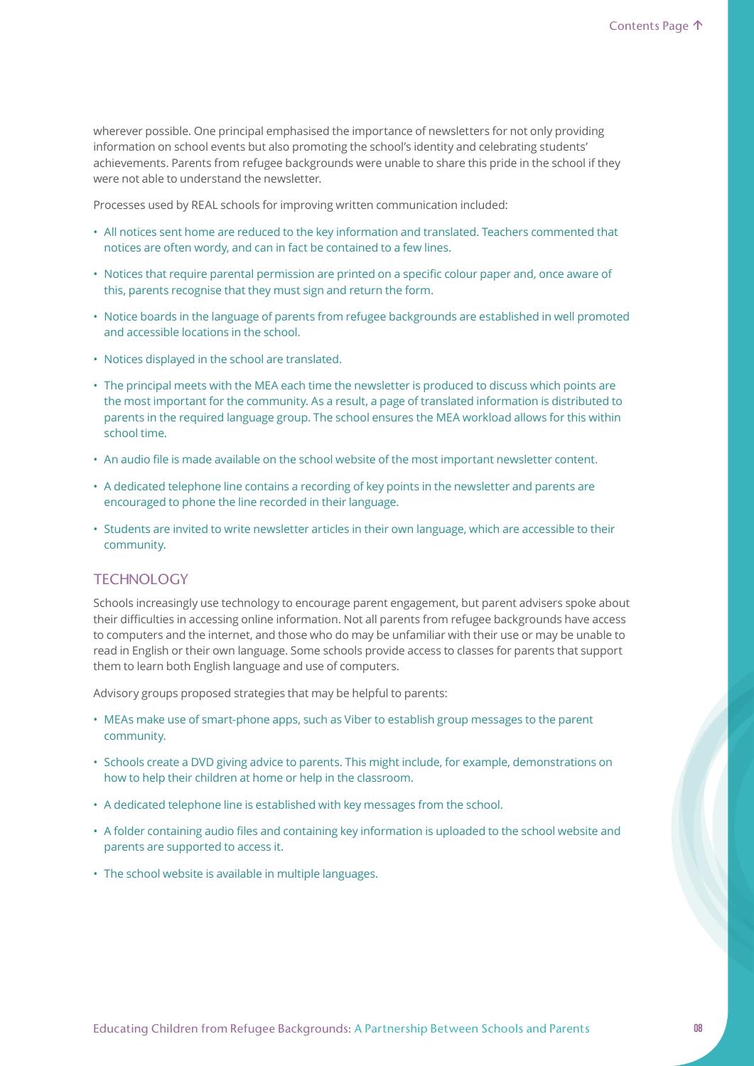wherever possible. One principal emphasised the importance of newsletters for not only providing information on school events but also promoting the school's identity and celebrating students' achievements. Parents from refugee backgrounds were unable to share this pride in the school if they were not able to understand the newsletter.

Processes used by REAL schools for improving written communication included:

- All notices sent home are reduced to the key information and translated. Teachers commented that notices are often wordy, and can in fact be contained to a few lines.
- Notices that require parental permission are printed on a specific colour paper and, once aware of this, parents recognise that they must sign and return the form.
- Notice boards in the language of parents from refugee backgrounds are established in well promoted and accessible locations in the school.
- Notices displayed in the school are translated.
- The principal meets with the MEA each time the newsletter is produced to discuss which points are the most important for the community. As a result, a page of translated information is distributed to parents in the required language group. The school ensures the MEA workload allows for this within school time.
- An audio file is made available on the school website of the most important newsletter content.
- A dedicated telephone line contains a recording of key points in the newsletter and parents are encouraged to phone the line recorded in their language.
- Students are invited to write newsletter articles in their own language, which are accessible to their community.

## TECHNOLOGY

Schools increasingly use technology to encourage parent engagement, but parent advisers spoke about their difficulties in accessing online information. Not all parents from refugee backgrounds have access to computers and the internet, and those who do may be unfamiliar with their use or may be unable to read in English or their own language. Some schools provide access to classes for parents that support them to learn both English language and use of computers.

Advisory groups proposed strategies that may be helpful to parents:

- MEAs make use of smart-phone apps, such as Viber to establish group messages to the parent community.
- Schools create a DVD giving advice to parents. This might include, for example, demonstrations on how to help their children at home or help in the classroom.
- A dedicated telephone line is established with key messages from the school.
- A folder containing audio files and containing key information is uploaded to the school website and parents are supported to access it.
- The school website is available in multiple languages.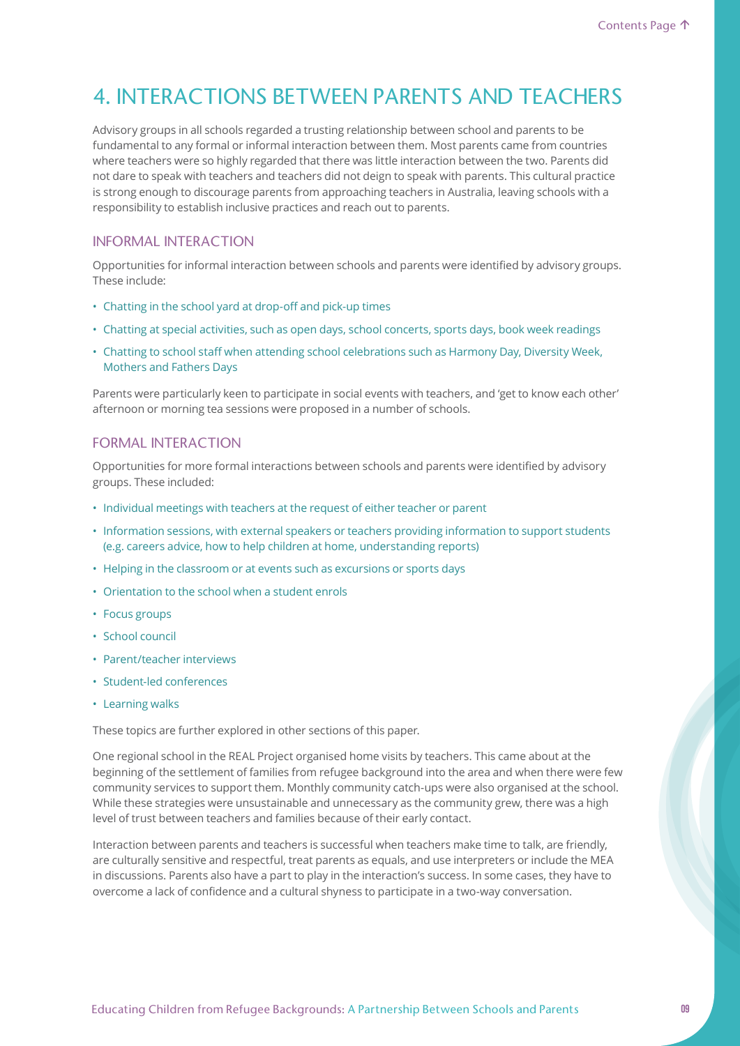# 4. INTERACTIONS BETWEEN PARENTS AND TEACHERS

Advisory groups in all schools regarded a trusting relationship between school and parents to be fundamental to any formal or informal interaction between them. Most parents came from countries where teachers were so highly regarded that there was little interaction between the two. Parents did not dare to speak with teachers and teachers did not deign to speak with parents. This cultural practice is strong enough to discourage parents from approaching teachers in Australia, leaving schools with a responsibility to establish inclusive practices and reach out to parents.

## INFORMAL INTERACTION

Opportunities for informal interaction between schools and parents were identified by advisory groups. These include:

- Chatting in the school yard at drop-off and pick-up times
- Chatting at special activities, such as open days, school concerts, sports days, book week readings
- Chatting to school staff when attending school celebrations such as Harmony Day, Diversity Week, Mothers and Fathers Days

Parents were particularly keen to participate in social events with teachers, and 'get to know each other' afternoon or morning tea sessions were proposed in a number of schools.

## FORMAL INTERACTION

Opportunities for more formal interactions between schools and parents were identified by advisory groups. These included:

- Individual meetings with teachers at the request of either teacher or parent
- Information sessions, with external speakers or teachers providing information to support students (e.g. careers advice, how to help children at home, understanding reports)
- Helping in the classroom or at events such as excursions or sports days
- Orientation to the school when a student enrols
- Focus groups
- School council
- Parent/teacher interviews
- Student-led conferences
- Learning walks

These topics are further explored in other sections of this paper.

One regional school in the REAL Project organised home visits by teachers. This came about at the beginning of the settlement of families from refugee background into the area and when there were few community services to support them. Monthly community catch-ups were also organised at the school. While these strategies were unsustainable and unnecessary as the community grew, there was a high level of trust between teachers and families because of their early contact.

Interaction between parents and teachers is successful when teachers make time to talk, are friendly, are culturally sensitive and respectful, treat parents as equals, and use interpreters or include the MEA in discussions. Parents also have a part to play in the interaction's success. In some cases, they have to overcome a lack of confidence and a cultural shyness to participate in a two-way conversation.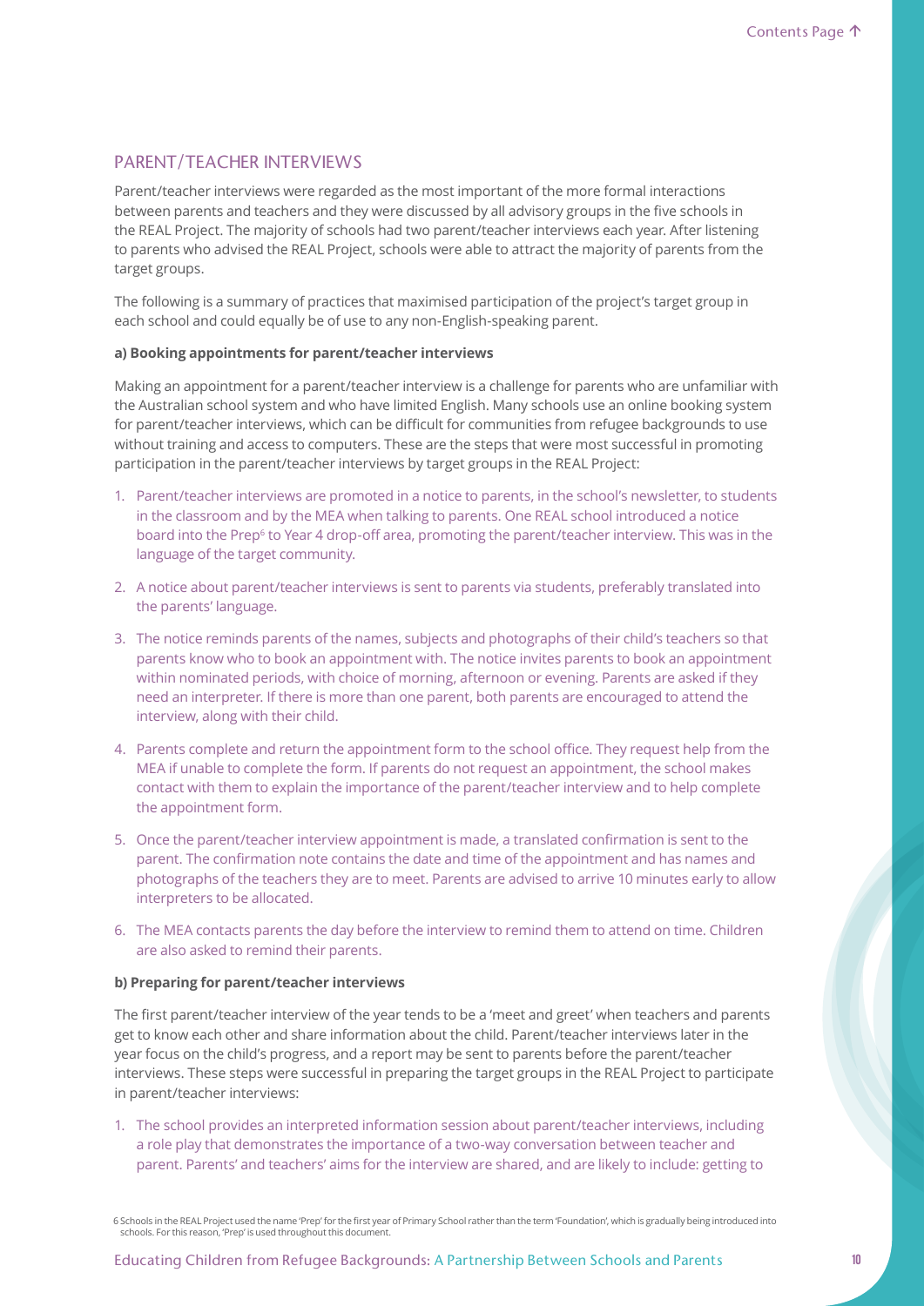## PARENT/TEACHER INTERVIEWS

Parent/teacher interviews were regarded as the most important of the more formal interactions between parents and teachers and they were discussed by all advisory groups in the five schools in the REAL Project. The majority of schools had two parent/teacher interviews each year. After listening to parents who advised the REAL Project, schools were able to attract the majority of parents from the target groups.

The following is a summary of practices that maximised participation of the project's target group in each school and could equally be of use to any non-English-speaking parent.

**a) Booking appointments for parent/teacher interviews**

Making an appointment for a parent/teacher interview is a challenge for parents who are unfamiliar with the Australian school system and who have limited English. Many schools use an online booking system for parent/teacher interviews, which can be difficult for communities from refugee backgrounds to use without training and access to computers. These are the steps that were most successful in promoting participation in the parent/teacher interviews by target groups in the REAL Project:

1. Parent/teacher interviews are promoted in a notice to parents, in the school's newsletter, to students in the classroom and by the MEA when talking to parents. One REAL school introduced a notice board into the Prep[6] to Year 4 drop-off area, promoting the parent/teacher interview. This was in the language of the target community.
2. A notice about parent/teacher interviews is sent to parents via students, preferably translated into the parents' language.
3. The notice reminds parents of the names, subjects and photographs of their child's teachers so that parents know who to book an appointment with. The notice invites parents to book an appointment within nominated periods, with choice of morning, afternoon or evening. Parents are asked if they need an interpreter. If there is more than one parent, both parents are encouraged to attend the interview, along with their child.
4. Parents complete and return the appointment form to the school office. They request help from the MEA if unable to complete the form. If parents do not request an appointment, the school makes contact with them to explain the importance of the parent/teacher interview and to help complete the appointment form.
5. Once the parent/teacher interview appointment is made, a translated confirmation is sent to the parent. The confirmation note contains the date and time of the appointment and has names and photographs of the teachers they are to meet. Parents are advised to arrive 10 minutes early to allow interpreters to be allocated.
6. The MEA contacts parents the day before the interview to remind them to attend on time. Children are also asked to remind their parents.

**b) Preparing for parent/teacher interviews**

The first parent/teacher interview of the year tends to be a 'meet and greet' when teachers and parents get to know each other and share information about the child. Parent/teacher interviews later in the year focus on the child's progress, and a report may be sent to parents before the parent/teacher interviews. These steps were successful in preparing the target groups in the REAL Project to participate in parent/teacher interviews:

1. The school provides an interpreted information session about parent/teacher interviews, including a role play that demonstrates the importance of a two-way conversation between teacher and parent. Parents' and teachers' aims for the interview are shared, and are likely to include: getting to

[6] Schools in the REAL Project used the name 'Prep' for the first year of Primary School rather than the term 'Foundation', which is gradually being introduced into schools. For this reason, 'Prep' is used throughout this document.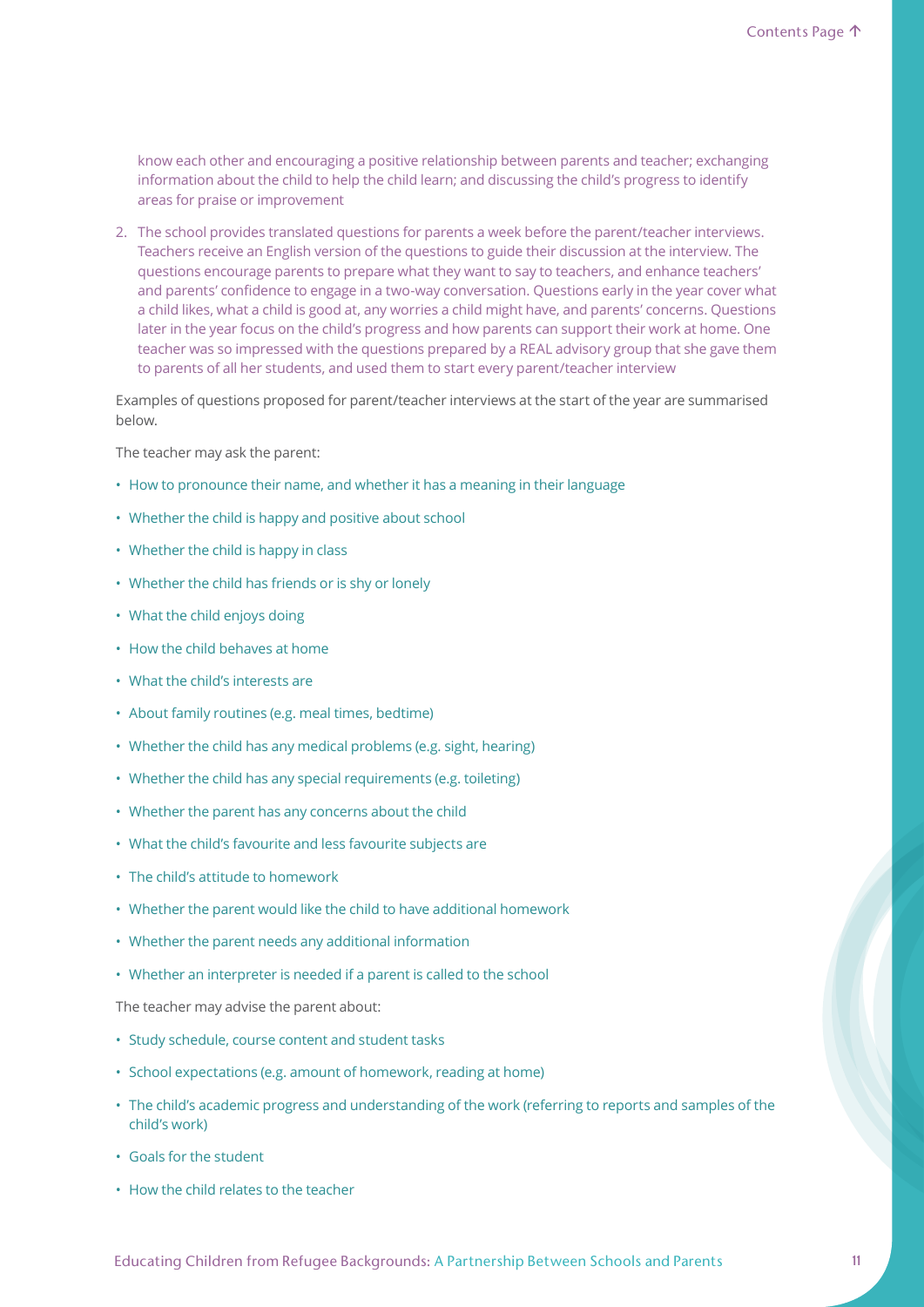know each other and encouraging a positive relationship between parents and teacher; exchanging information about the child to help the child learn; and discussing the child's progress to identify areas for praise or improvement

2. The school provides translated questions for parents a week before the parent/teacher interviews. Teachers receive an English version of the questions to guide their discussion at the interview. The questions encourage parents to prepare what they want to say to teachers, and enhance teachers' and parents' confidence to engage in a two-way conversation. Questions early in the year cover what a child likes, what a child is good at, any worries a child might have, and parents' concerns. Questions later in the year focus on the child's progress and how parents can support their work at home. One teacher was so impressed with the questions prepared by a REAL advisory group that she gave them to parents of all her students, and used them to start every parent/teacher interview

Examples of questions proposed for parent/teacher interviews at the start of the year are summarised below.

The teacher may ask the parent:

- How to pronounce their name, and whether it has a meaning in their language
- Whether the child is happy and positive about school
- Whether the child is happy in class
- Whether the child has friends or is shy or lonely
- What the child enjoys doing
- How the child behaves at home
- What the child's interests are
- About family routines (e.g. meal times, bedtime)
- Whether the child has any medical problems (e.g. sight, hearing)
- Whether the child has any special requirements (e.g. toileting)
- Whether the parent has any concerns about the child
- What the child's favourite and less favourite subjects are
- The child's attitude to homework
- Whether the parent would like the child to have additional homework
- Whether the parent needs any additional information
- Whether an interpreter is needed if a parent is called to the school

The teacher may advise the parent about:

- Study schedule, course content and student tasks
- School expectations (e.g. amount of homework, reading at home)
- The child's academic progress and understanding of the work (referring to reports and samples of the child's work)
- Goals for the student
- How the child relates to the teacher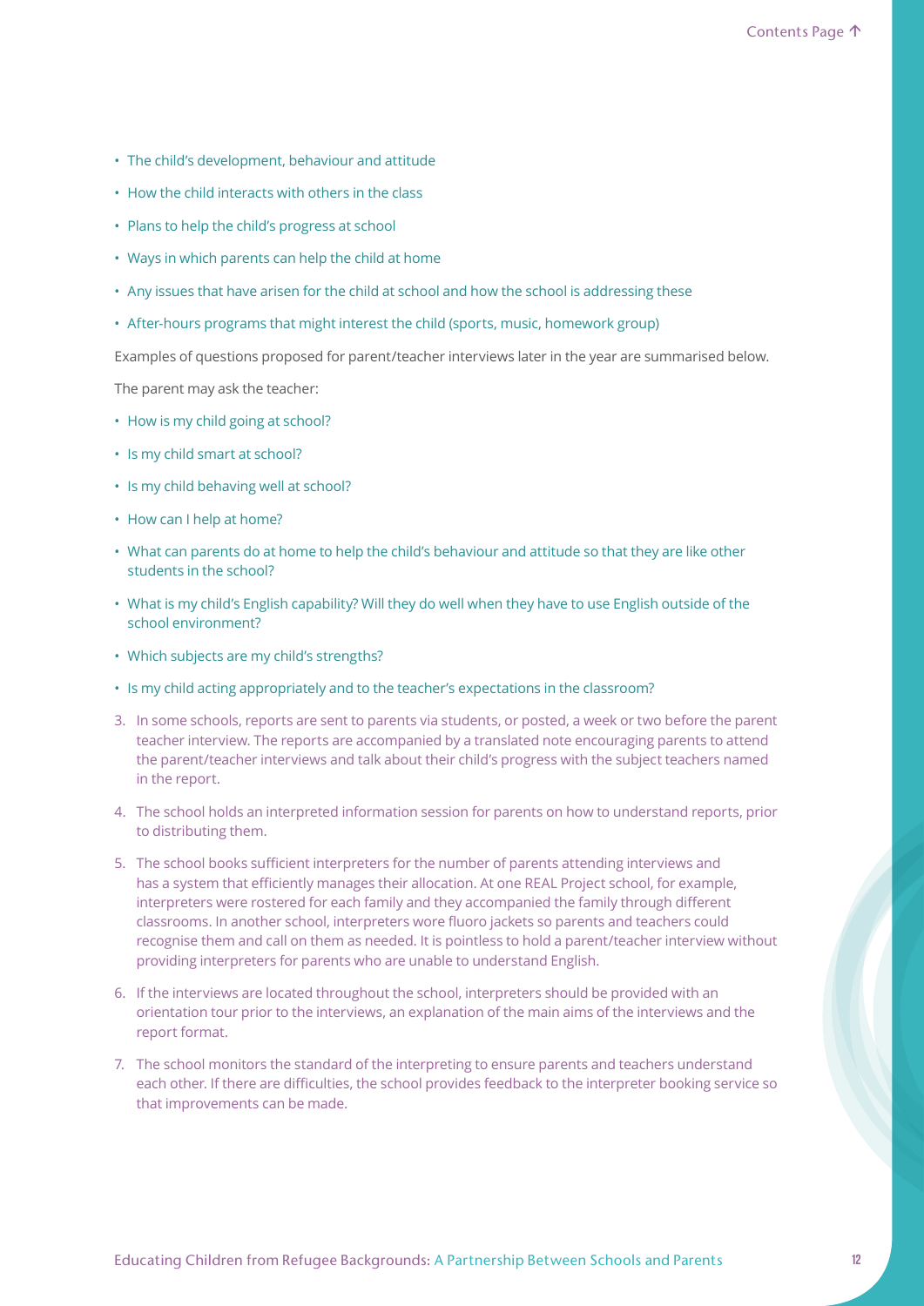- The child's development, behaviour and attitude
- How the child interacts with others in the class
- Plans to help the child's progress at school
- Ways in which parents can help the child at home
- Any issues that have arisen for the child at school and how the school is addressing these
- After-hours programs that might interest the child (sports, music, homework group)

Examples of questions proposed for parent/teacher interviews later in the year are summarised below.

The parent may ask the teacher:

- How is my child going at school?
- Is my child smart at school?
- Is my child behaving well at school?
- How can I help at home?
- What can parents do at home to help the child's behaviour and attitude so that they are like other students in the school?
- What is my child's English capability? Will they do well when they have to use English outside of the school environment?
- Which subjects are my child's strengths?
- Is my child acting appropriately and to the teacher's expectations in the classroom?

3. In some schools, reports are sent to parents via students, or posted, a week or two before the parent teacher interview. The reports are accompanied by a translated note encouraging parents to attend the parent/teacher interviews and talk about their child's progress with the subject teachers named in the report.
4. The school holds an interpreted information session for parents on how to understand reports, prior to distributing them.
5. The school books sufficient interpreters for the number of parents attending interviews and has a system that efficiently manages their allocation. At one REAL Project school, for example, interpreters were rostered for each family and they accompanied the family through different classrooms. In another school, interpreters wore fluoro jackets so parents and teachers could recognise them and call on them as needed. It is pointless to hold a parent/teacher interview without providing interpreters for parents who are unable to understand English.
6. If the interviews are located throughout the school, interpreters should be provided with an orientation tour prior to the interviews, an explanation of the main aims of the interviews and the report format.
7. The school monitors the standard of the interpreting to ensure parents and teachers understand each other. If there are difficulties, the school provides feedback to the interpreter booking service so that improvements can be made.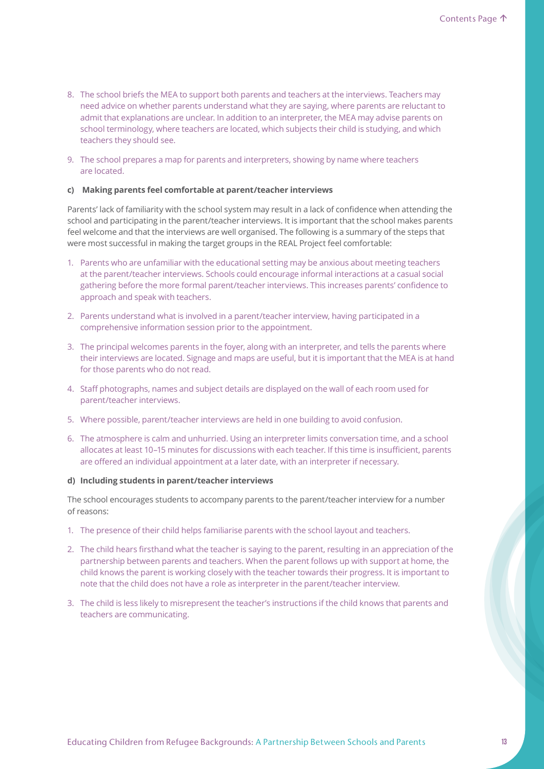8. The school briefs the MEA to support both parents and teachers at the interviews. Teachers may need advice on whether parents understand what they are saying, where parents are reluctant to admit that explanations are unclear. In addition to an interpreter, the MEA may advise parents on school terminology, where teachers are located, which subjects their child is studying, and which teachers they should see.
9. The school prepares a map for parents and interpreters, showing by name where teachers are located.

**c) Making parents feel comfortable at parent/teacher interviews**

Parents' lack of familiarity with the school system may result in a lack of confidence when attending the school and participating in the parent/teacher interviews. It is important that the school makes parents feel welcome and that the interviews are well organised. The following is a summary of the steps that were most successful in making the target groups in the REAL Project feel comfortable:

1. Parents who are unfamiliar with the educational setting may be anxious about meeting teachers at the parent/teacher interviews. Schools could encourage informal interactions at a casual social gathering before the more formal parent/teacher interviews. This increases parents' confidence to approach and speak with teachers.
2. Parents understand what is involved in a parent/teacher interview, having participated in a comprehensive information session prior to the appointment.
3. The principal welcomes parents in the foyer, along with an interpreter, and tells the parents where their interviews are located. Signage and maps are useful, but it is important that the MEA is at hand for those parents who do not read.
4. Staff photographs, names and subject details are displayed on the wall of each room used for parent/teacher interviews.
5. Where possible, parent/teacher interviews are held in one building to avoid confusion.
6. The atmosphere is calm and unhurried. Using an interpreter limits conversation time, and a school allocates at least 10–15 minutes for discussions with each teacher. If this time is insufficient, parents are offered an individual appointment at a later date, with an interpreter if necessary.

**d) Including students in parent/teacher interviews**

The school encourages students to accompany parents to the parent/teacher interview for a number of reasons:

1. The presence of their child helps familiarise parents with the school layout and teachers.
2. The child hears firsthand what the teacher is saying to the parent, resulting in an appreciation of the partnership between parents and teachers. When the parent follows up with support at home, the child knows the parent is working closely with the teacher towards their progress. It is important to note that the child does not have a role as interpreter in the parent/teacher interview.
3. The child is less likely to misrepresent the teacher's instructions if the child knows that parents and teachers are communicating.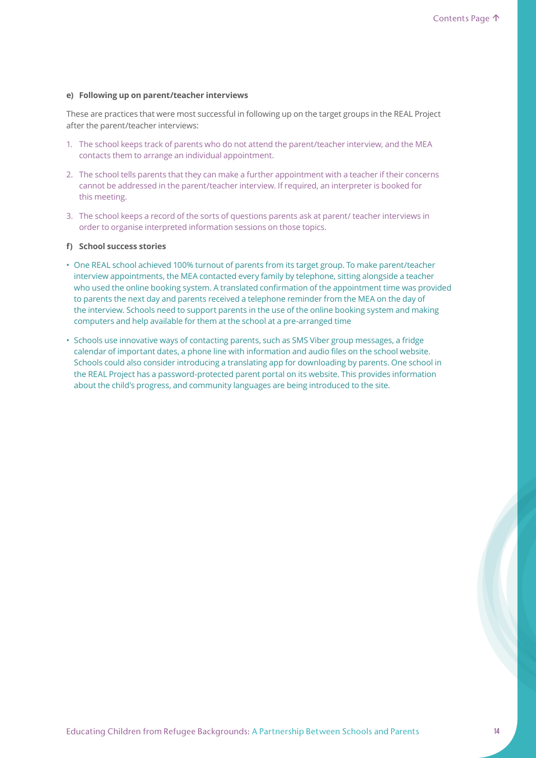#### e) Following up on parent/teacher interviews

These are practices that were most successful in following up on the target groups in the REAL Project after the parent/teacher interviews:

1. The school keeps track of parents who do not attend the parent/teacher interview, and the MEA contacts them to arrange an individual appointment.
2. The school tells parents that they can make a further appointment with a teacher if their concerns cannot be addressed in the parent/teacher interview. If required, an interpreter is booked for this meeting.
3. The school keeps a record of the sorts of questions parents ask at parent/ teacher interviews in order to organise interpreted information sessions on those topics.

#### f) School success stories

- One REAL school achieved 100% turnout of parents from its target group. To make parent/teacher interview appointments, the MEA contacted every family by telephone, sitting alongside a teacher who used the online booking system. A translated confirmation of the appointment time was provided to parents the next day and parents received a telephone reminder from the MEA on the day of the interview. Schools need to support parents in the use of the online booking system and making computers and help available for them at the school at a pre-arranged time
- Schools use innovative ways of contacting parents, such as SMS Viber group messages, a fridge calendar of important dates, a phone line with information and audio files on the school website. Schools could also consider introducing a translating app for downloading by parents. One school in the REAL Project has a password-protected parent portal on its website. This provides information about the child's progress, and community languages are being introduced to the site.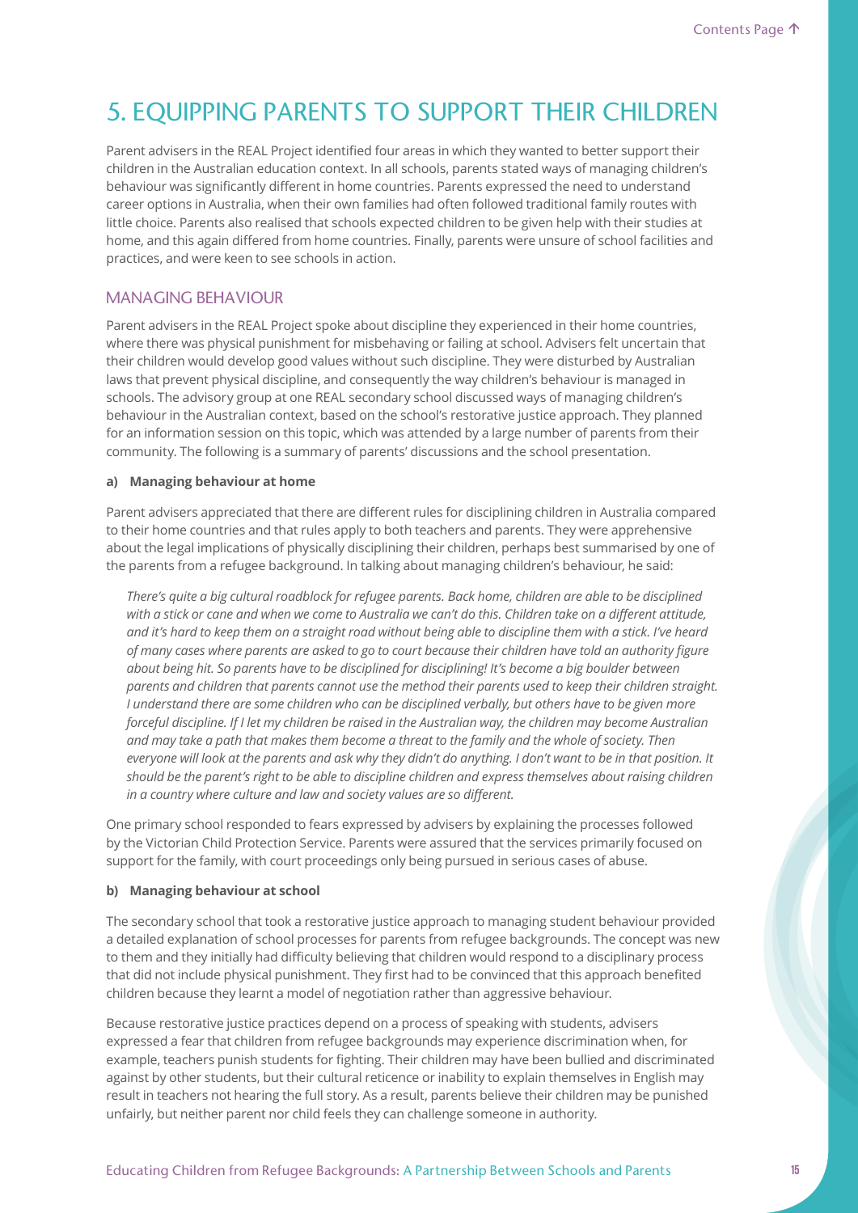# 5. EQUIPPING PARENTS TO SUPPORT THEIR CHILDREN

Parent advisers in the REAL Project identified four areas in which they wanted to better support their children in the Australian education context. In all schools, parents stated ways of managing children's behaviour was significantly different in home countries. Parents expressed the need to understand career options in Australia, when their own families had often followed traditional family routes with little choice. Parents also realised that schools expected children to be given help with their studies at home, and this again differed from home countries. Finally, parents were unsure of school facilities and practices, and were keen to see schools in action.

## MANAGING BEHAVIOUR

Parent advisers in the REAL Project spoke about discipline they experienced in their home countries, where there was physical punishment for misbehaving or failing at school. Advisers felt uncertain that their children would develop good values without such discipline. They were disturbed by Australian laws that prevent physical discipline, and consequently the way children's behaviour is managed in schools. The advisory group at one REAL secondary school discussed ways of managing children's behaviour in the Australian context, based on the school's restorative justice approach. They planned for an information session on this topic, which was attended by a large number of parents from their community. The following is a summary of parents' discussions and the school presentation.

**a) Managing behaviour at home**

Parent advisers appreciated that there are different rules for disciplining children in Australia compared to their home countries and that rules apply to both teachers and parents. They were apprehensive about the legal implications of physically disciplining their children, perhaps best summarised by one of the parents from a refugee background. In talking about managing children's behaviour, he said:

> *There's quite a big cultural roadblock for refugee parents. Back home, children are able to be disciplined with a stick or cane and when we come to Australia we can't do this. Children take on a different attitude, and it's hard to keep them on a straight road without being able to discipline them with a stick. I've heard of many cases where parents are asked to go to court because their children have told an authority figure about being hit. So parents have to be disciplined for disciplining! It's become a big boulder between parents and children that parents cannot use the method their parents used to keep their children straight. I understand there are some children who can be disciplined verbally, but others have to be given more forceful discipline. If I let my children be raised in the Australian way, the children may become Australian and may take a path that makes them become a threat to the family and the whole of society. Then everyone will look at the parents and ask why they didn't do anything. I don't want to be in that position. It should be the parent's right to be able to discipline children and express themselves about raising children in a country where culture and law and society values are so different.*

One primary school responded to fears expressed by advisers by explaining the processes followed by the Victorian Child Protection Service. Parents were assured that the services primarily focused on support for the family, with court proceedings only being pursued in serious cases of abuse.

**b) Managing behaviour at school**

The secondary school that took a restorative justice approach to managing student behaviour provided a detailed explanation of school processes for parents from refugee backgrounds. The concept was new to them and they initially had difficulty believing that children would respond to a disciplinary process that did not include physical punishment. They first had to be convinced that this approach benefited children because they learnt a model of negotiation rather than aggressive behaviour.

Because restorative justice practices depend on a process of speaking with students, advisers expressed a fear that children from refugee backgrounds may experience discrimination when, for example, teachers punish students for fighting. Their children may have been bullied and discriminated against by other students, but their cultural reticence or inability to explain themselves in English may result in teachers not hearing the full story. As a result, parents believe their children may be punished unfairly, but neither parent nor child feels they can challenge someone in authority.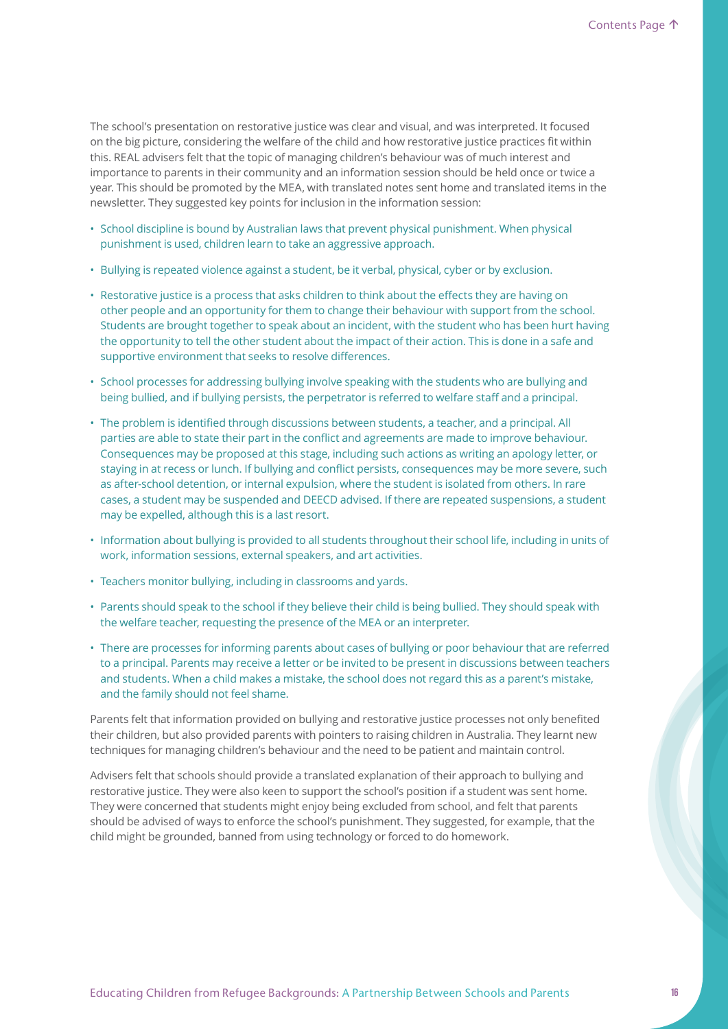The school's presentation on restorative justice was clear and visual, and was interpreted. It focused on the big picture, considering the welfare of the child and how restorative justice practices fit within this. REAL advisers felt that the topic of managing children's behaviour was of much interest and importance to parents in their community and an information session should be held once or twice a year. This should be promoted by the MEA, with translated notes sent home and translated items in the newsletter. They suggested key points for inclusion in the information session:

- School discipline is bound by Australian laws that prevent physical punishment. When physical punishment is used, children learn to take an aggressive approach.
- Bullying is repeated violence against a student, be it verbal, physical, cyber or by exclusion.
- Restorative justice is a process that asks children to think about the effects they are having on other people and an opportunity for them to change their behaviour with support from the school. Students are brought together to speak about an incident, with the student who has been hurt having the opportunity to tell the other student about the impact of their action. This is done in a safe and supportive environment that seeks to resolve differences.
- School processes for addressing bullying involve speaking with the students who are bullying and being bullied, and if bullying persists, the perpetrator is referred to welfare staff and a principal.
- The problem is identified through discussions between students, a teacher, and a principal. All parties are able to state their part in the conflict and agreements are made to improve behaviour. Consequences may be proposed at this stage, including such actions as writing an apology letter, or staying in at recess or lunch. If bullying and conflict persists, consequences may be more severe, such as after-school detention, or internal expulsion, where the student is isolated from others. In rare cases, a student may be suspended and DEECD advised. If there are repeated suspensions, a student may be expelled, although this is a last resort.
- Information about bullying is provided to all students throughout their school life, including in units of work, information sessions, external speakers, and art activities.
- Teachers monitor bullying, including in classrooms and yards.
- Parents should speak to the school if they believe their child is being bullied. They should speak with the welfare teacher, requesting the presence of the MEA or an interpreter.
- There are processes for informing parents about cases of bullying or poor behaviour that are referred to a principal. Parents may receive a letter or be invited to be present in discussions between teachers and students. When a child makes a mistake, the school does not regard this as a parent's mistake, and the family should not feel shame.

Parents felt that information provided on bullying and restorative justice processes not only benefited their children, but also provided parents with pointers to raising children in Australia. They learnt new techniques for managing children's behaviour and the need to be patient and maintain control.

Advisers felt that schools should provide a translated explanation of their approach to bullying and restorative justice. They were also keen to support the school's position if a student was sent home. They were concerned that students might enjoy being excluded from school, and felt that parents should be advised of ways to enforce the school's punishment. They suggested, for example, that the child might be grounded, banned from using technology or forced to do homework.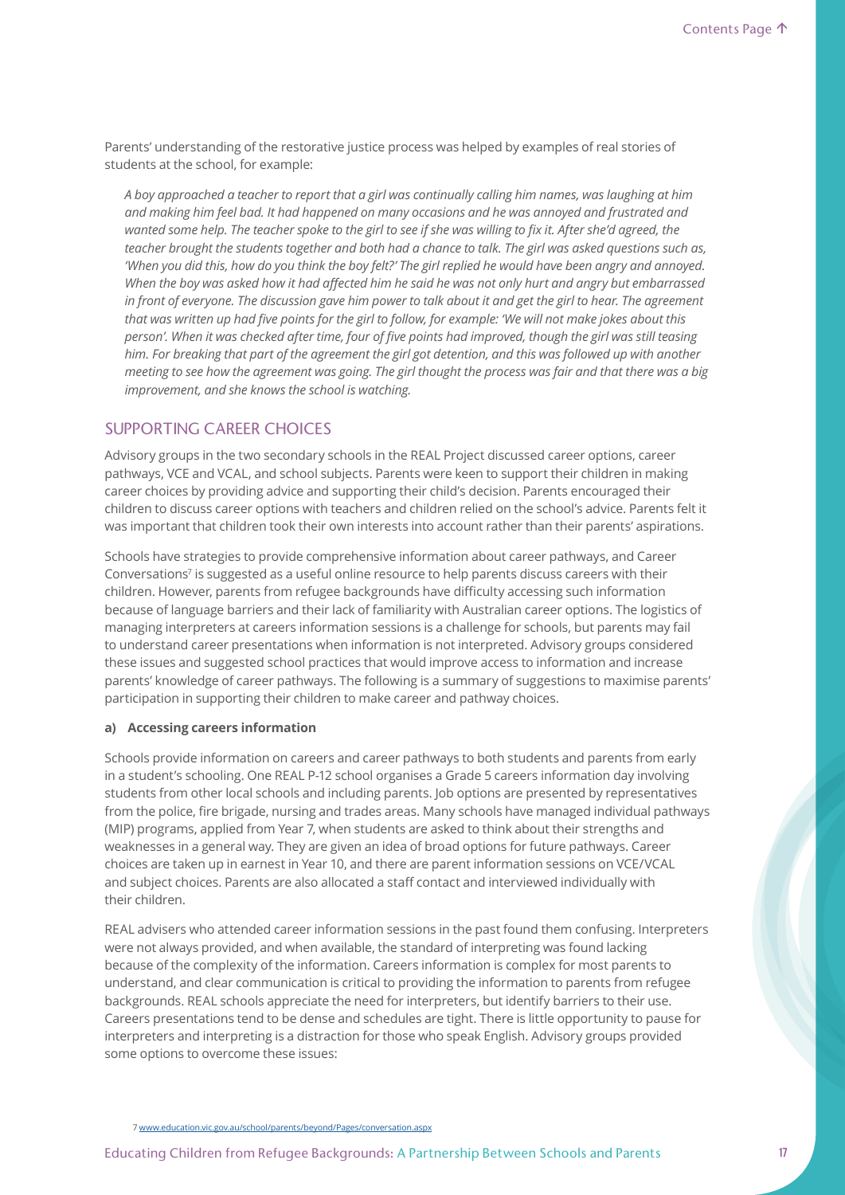Parents' understanding of the restorative justice process was helped by examples of real stories of students at the school, for example:

> *A boy approached a teacher to report that a girl was continually calling him names, was laughing at him and making him feel bad. It had happened on many occasions and he was annoyed and frustrated and wanted some help. The teacher spoke to the girl to see if she was willing to fix it. After she'd agreed, the teacher brought the students together and both had a chance to talk. The girl was asked questions such as, 'When you did this, how do you think the boy felt?' The girl replied he would have been angry and annoyed. When the boy was asked how it had affected him he said he was not only hurt and angry but embarrassed in front of everyone. The discussion gave him power to talk about it and get the girl to hear. The agreement that was written up had five points for the girl to follow, for example: 'We will not make jokes about this person'. When it was checked after time, four of five points had improved, though the girl was still teasing him. For breaking that part of the agreement the girl got detention, and this was followed up with another meeting to see how the agreement was going. The girl thought the process was fair and that there was a big improvement, and she knows the school is watching.*

## SUPPORTING CAREER CHOICES

Advisory groups in the two secondary schools in the REAL Project discussed career options, career pathways, VCE and VCAL, and school subjects. Parents were keen to support their children in making career choices by providing advice and supporting their child's decision. Parents encouraged their children to discuss career options with teachers and children relied on the school's advice. Parents felt it was important that children took their own interests into account rather than their parents' aspirations.

Schools have strategies to provide comprehensive information about career pathways, and Career Conversations[7] is suggested as a useful online resource to help parents discuss careers with their children. However, parents from refugee backgrounds have difficulty accessing such information because of language barriers and their lack of familiarity with Australian career options. The logistics of managing interpreters at careers information sessions is a challenge for schools, but parents may fail to understand career presentations when information is not interpreted. Advisory groups considered these issues and suggested school practices that would improve access to information and increase parents' knowledge of career pathways. The following is a summary of suggestions to maximise parents' participation in supporting their children to make career and pathway choices.

**a) Accessing careers information**

Schools provide information on careers and career pathways to both students and parents from early in a student's schooling. One REAL P-12 school organises a Grade 5 careers information day involving students from other local schools and including parents. Job options are presented by representatives from the police, fire brigade, nursing and trades areas. Many schools have managed individual pathways (MIP) programs, applied from Year 7, when students are asked to think about their strengths and weaknesses in a general way. They are given an idea of broad options for future pathways. Career choices are taken up in earnest in Year 10, and there are parent information sessions on VCE/VCAL and subject choices. Parents are also allocated a staff contact and interviewed individually with their children.

REAL advisers who attended career information sessions in the past found them confusing. Interpreters were not always provided, and when available, the standard of interpreting was found lacking because of the complexity of the information. Careers information is complex for most parents to understand, and clear communication is critical to providing the information to parents from refugee backgrounds. REAL schools appreciate the need for interpreters, but identify barriers to their use. Careers presentations tend to be dense and schedules are tight. There is little opportunity to pause for interpreters and interpreting is a distraction for those who speak English. Advisory groups provided some options to overcome these issues:

[7] www.education.vic.gov.au/school/parents/beyond/Pages/conversation.aspx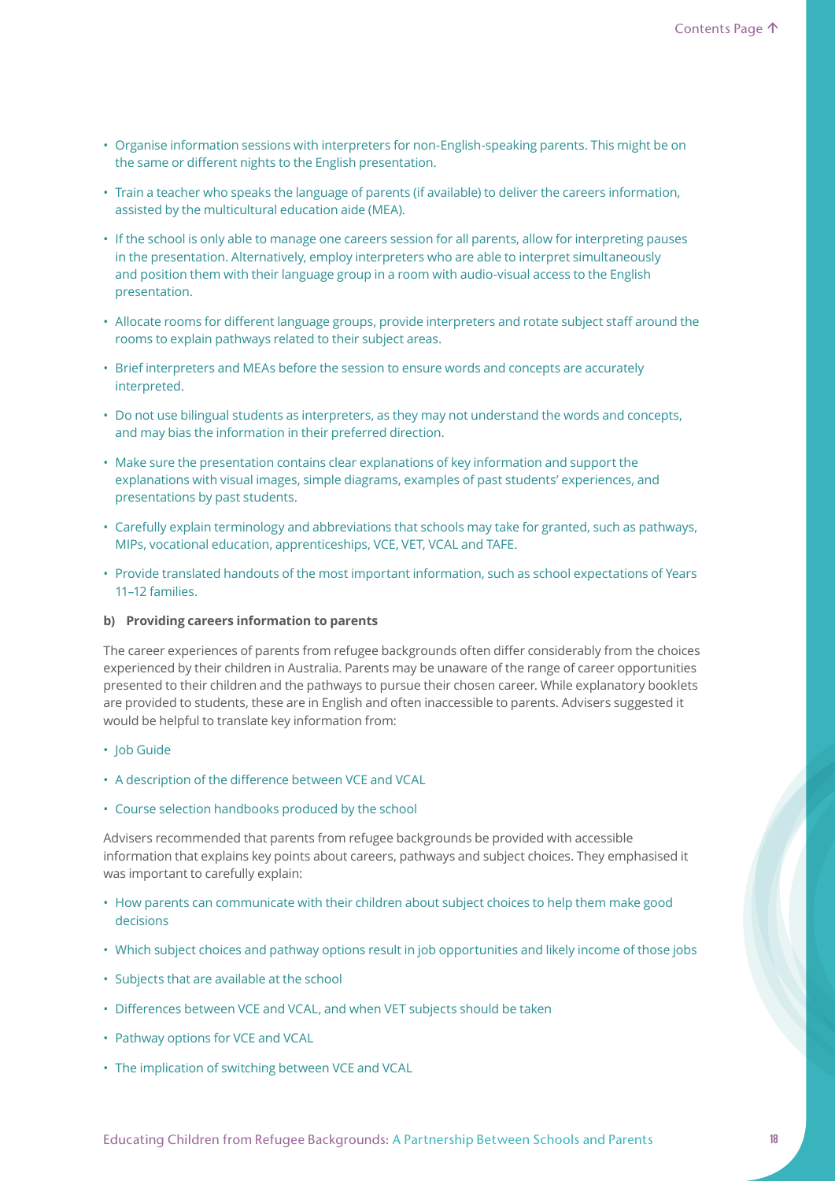- Organise information sessions with interpreters for non-English-speaking parents. This might be on the same or different nights to the English presentation.
- Train a teacher who speaks the language of parents (if available) to deliver the careers information, assisted by the multicultural education aide (MEA).
- If the school is only able to manage one careers session for all parents, allow for interpreting pauses in the presentation. Alternatively, employ interpreters who are able to interpret simultaneously and position them with their language group in a room with audio-visual access to the English presentation.
- Allocate rooms for different language groups, provide interpreters and rotate subject staff around the rooms to explain pathways related to their subject areas.
- Brief interpreters and MEAs before the session to ensure words and concepts are accurately interpreted.
- Do not use bilingual students as interpreters, as they may not understand the words and concepts, and may bias the information in their preferred direction.
- Make sure the presentation contains clear explanations of key information and support the explanations with visual images, simple diagrams, examples of past students' experiences, and presentations by past students.
- Carefully explain terminology and abbreviations that schools may take for granted, such as pathways, MIPs, vocational education, apprenticeships, VCE, VET, VCAL and TAFE.
- Provide translated handouts of the most important information, such as school expectations of Years 11–12 families.

**b) Providing careers information to parents**

The career experiences of parents from refugee backgrounds often differ considerably from the choices experienced by their children in Australia. Parents may be unaware of the range of career opportunities presented to their children and the pathways to pursue their chosen career. While explanatory booklets are provided to students, these are in English and often inaccessible to parents. Advisers suggested it would be helpful to translate key information from:

- Job Guide
- A description of the difference between VCE and VCAL
- Course selection handbooks produced by the school

Advisers recommended that parents from refugee backgrounds be provided with accessible information that explains key points about careers, pathways and subject choices. They emphasised it was important to carefully explain:

- How parents can communicate with their children about subject choices to help them make good decisions
- Which subject choices and pathway options result in job opportunities and likely income of those jobs
- Subjects that are available at the school
- Differences between VCE and VCAL, and when VET subjects should be taken
- Pathway options for VCE and VCAL
- The implication of switching between VCE and VCAL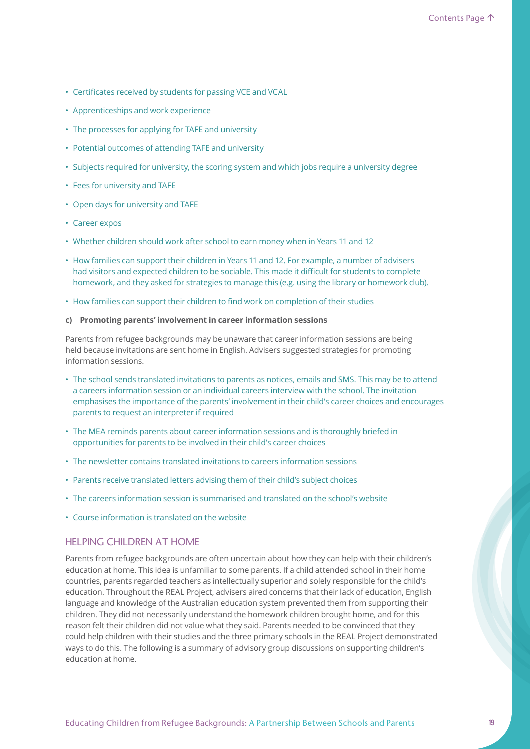- Certificates received by students for passing VCE and VCAL
- Apprenticeships and work experience
- The processes for applying for TAFE and university
- Potential outcomes of attending TAFE and university
- Subjects required for university, the scoring system and which jobs require a university degree
- Fees for university and TAFE
- Open days for university and TAFE
- Career expos
- Whether children should work after school to earn money when in Years 11 and 12
- How families can support their children in Years 11 and 12. For example, a number of advisers had visitors and expected children to be sociable. This made it difficult for students to complete homework, and they asked for strategies to manage this (e.g. using the library or homework club).
- How families can support their children to find work on completion of their studies

**c) Promoting parents' involvement in career information sessions**

Parents from refugee backgrounds may be unaware that career information sessions are being held because invitations are sent home in English. Advisers suggested strategies for promoting information sessions.

- The school sends translated invitations to parents as notices, emails and SMS. This may be to attend a careers information session or an individual careers interview with the school. The invitation emphasises the importance of the parents' involvement in their child's career choices and encourages parents to request an interpreter if required
- The MEA reminds parents about career information sessions and is thoroughly briefed in opportunities for parents to be involved in their child's career choices
- The newsletter contains translated invitations to careers information sessions
- Parents receive translated letters advising them of their child's subject choices
- The careers information session is summarised and translated on the school's website
- Course information is translated on the website

## HELPING CHILDREN AT HOME

Parents from refugee backgrounds are often uncertain about how they can help with their children's education at home. This idea is unfamiliar to some parents. If a child attended school in their home countries, parents regarded teachers as intellectually superior and solely responsible for the child's education. Throughout the REAL Project, advisers aired concerns that their lack of education, English language and knowledge of the Australian education system prevented them from supporting their children. They did not necessarily understand the homework children brought home, and for this reason felt their children did not value what they said. Parents needed to be convinced that they could help children with their studies and the three primary schools in the REAL Project demonstrated ways to do this. The following is a summary of advisory group discussions on supporting children's education at home.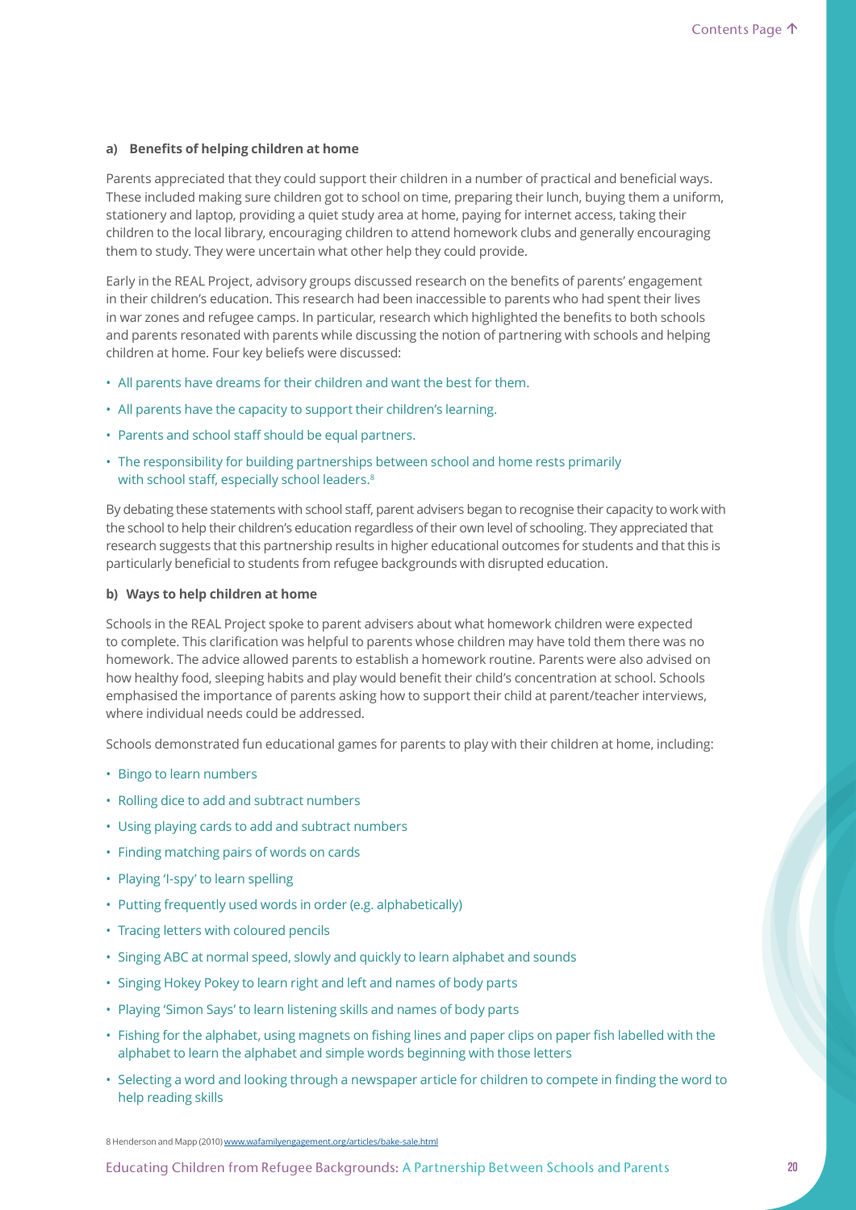#### a) Benefits of helping children at home

Parents appreciated that they could support their children in a number of practical and beneficial ways. These included making sure children got to school on time, preparing their lunch, buying them a uniform, stationery and laptop, providing a quiet study area at home, paying for internet access, taking their children to the local library, encouraging children to attend homework clubs and generally encouraging them to study. They were uncertain what other help they could provide.

Early in the REAL Project, advisory groups discussed research on the benefits of parents' engagement in their children's education. This research had been inaccessible to parents who had spent their lives in war zones and refugee camps. In particular, research which highlighted the benefits to both schools and parents resonated with parents while discussing the notion of partnering with schools and helping children at home. Four key beliefs were discussed:

- All parents have dreams for their children and want the best for them.
- All parents have the capacity to support their children's learning.
- Parents and school staff should be equal partners.
- The responsibility for building partnerships between school and home rests primarily with school staff, especially school leaders.[8]

By debating these statements with school staff, parent advisers began to recognise their capacity to work with the school to help their children's education regardless of their own level of schooling. They appreciated that research suggests that this partnership results in higher educational outcomes for students and that this is particularly beneficial to students from refugee backgrounds with disrupted education.

#### b) Ways to help children at home

Schools in the REAL Project spoke to parent advisers about what homework children were expected to complete. This clarification was helpful to parents whose children may have told them there was no homework. The advice allowed parents to establish a homework routine. Parents were also advised on how healthy food, sleeping habits and play would benefit their child's concentration at school. Schools emphasised the importance of parents asking how to support their child at parent/teacher interviews, where individual needs could be addressed.

Schools demonstrated fun educational games for parents to play with their children at home, including:

- Bingo to learn numbers
- Rolling dice to add and subtract numbers
- Using playing cards to add and subtract numbers
- Finding matching pairs of words on cards
- Playing 'I-spy' to learn spelling
- Putting frequently used words in order (e.g. alphabetically)
- Tracing letters with coloured pencils
- Singing ABC at normal speed, slowly and quickly to learn alphabet and sounds
- Singing Hokey Pokey to learn right and left and names of body parts
- Playing 'Simon Says' to learn listening skills and names of body parts
- Fishing for the alphabet, using magnets on fishing lines and paper clips on paper fish labelled with the alphabet to learn the alphabet and simple words beginning with those letters
- Selecting a word and looking through a newspaper article for children to compete in finding the word to help reading skills

8 Henderson and Mapp (2010) www.wafamilyengagement.org/articles/bake-sale.html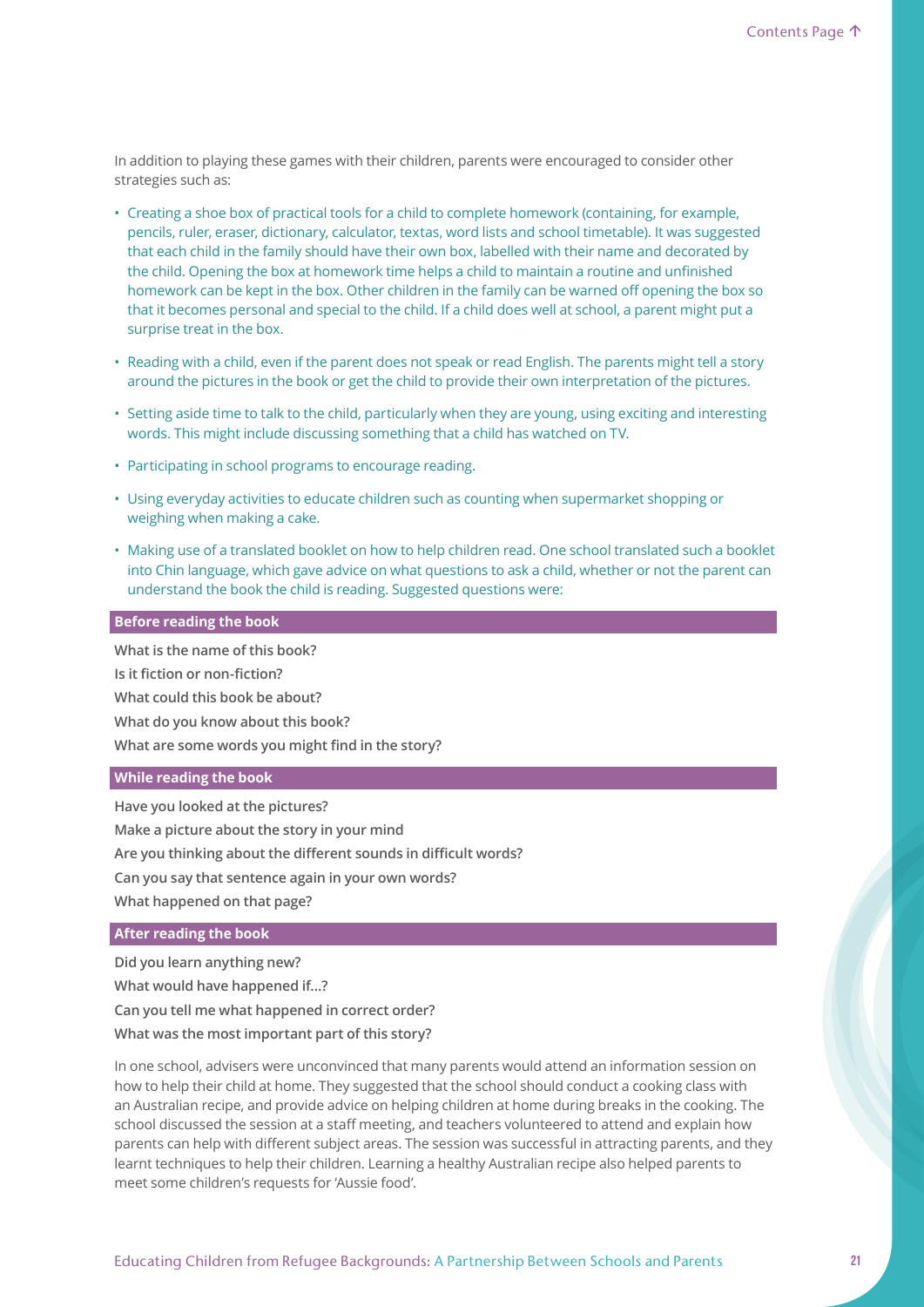In addition to playing these games with their children, parents were encouraged to consider other strategies such as:

- Creating a shoe box of practical tools for a child to complete homework (containing, for example, pencils, ruler, eraser, dictionary, calculator, textas, word lists and school timetable). It was suggested that each child in the family should have their own box, labelled with their name and decorated by the child. Opening the box at homework time helps a child to maintain a routine and unfinished homework can be kept in the box. Other children in the family can be warned off opening the box so that it becomes personal and special to the child. If a child does well at school, a parent might put a surprise treat in the box.
- Reading with a child, even if the parent does not speak or read English. The parents might tell a story around the pictures in the book or get the child to provide their own interpretation of the pictures.
- Setting aside time to talk to the child, particularly when they are young, using exciting and interesting words. This might include discussing something that a child has watched on TV.
- Participating in school programs to encourage reading.
- Using everyday activities to educate children such as counting when supermarket shopping or weighing when making a cake.
- Making use of a translated booklet on how to help children read. One school translated such a booklet into Chin language, which gave advice on what questions to ask a child, whether or not the parent can understand the book the child is reading. Suggested questions were:

| Before reading the book |
|---|
| **What is the name of this book?** |
| **Is it fiction or non-fiction?** |
| **What could this book be about?** |
| **What do you know about this book?** |
| **What are some words you might find in the story?** |

| While reading the book |
|---|
| **Have you looked at the pictures?** |
| **Make a picture about the story in your mind** |
| **Are you thinking about the different sounds in difficult words?** |
| **Can you say that sentence again in your own words?** |
| **What happened on that page?** |

| After reading the book |
|---|
| **Did you learn anything new?** |
| **What would have happened if...?** |
| **Can you tell me what happened in correct order?** |
| **What was the most important part of this story?** |

In one school, advisers were unconvinced that many parents would attend an information session on how to help their child at home. They suggested that the school should conduct a cooking class with an Australian recipe, and provide advice on helping children at home during breaks in the cooking. The school discussed the session at a staff meeting, and teachers volunteered to attend and explain how parents can help with different subject areas. The session was successful in attracting parents, and they learnt techniques to help their children. Learning a healthy Australian recipe also helped parents to meet some children's requests for 'Aussie food'.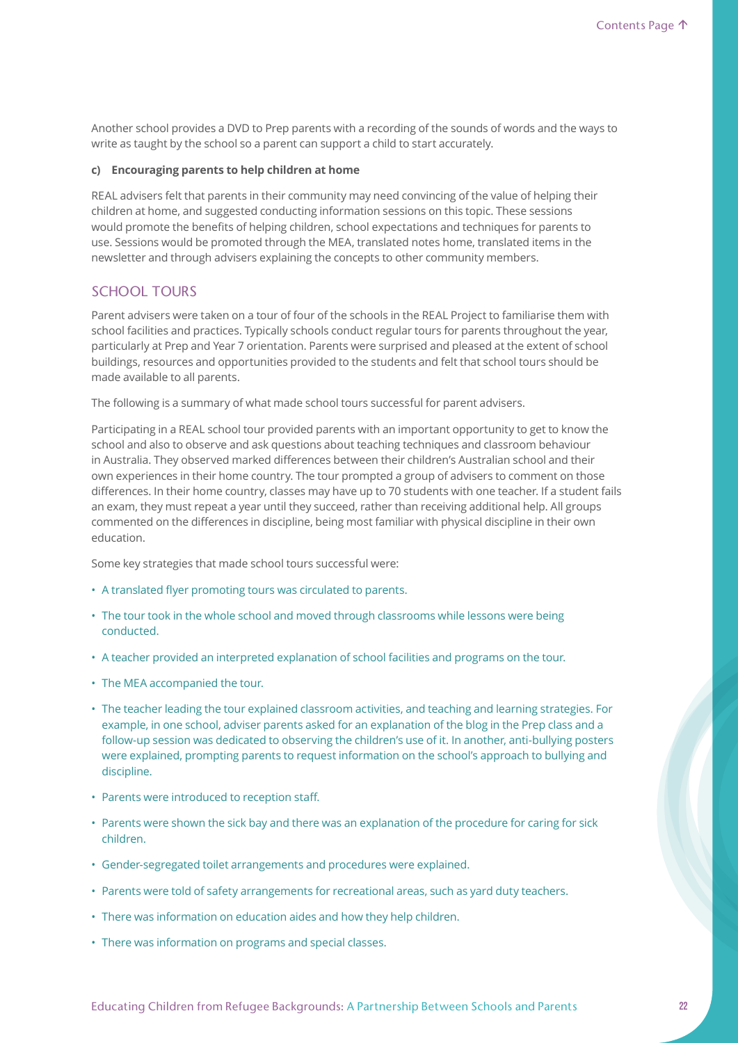Another school provides a DVD to Prep parents with a recording of the sounds of words and the ways to write as taught by the school so a parent can support a child to start accurately.

**c) Encouraging parents to help children at home**

REAL advisers felt that parents in their community may need convincing of the value of helping their children at home, and suggested conducting information sessions on this topic. These sessions would promote the benefits of helping children, school expectations and techniques for parents to use. Sessions would be promoted through the MEA, translated notes home, translated items in the newsletter and through advisers explaining the concepts to other community members.

## SCHOOL TOURS

Parent advisers were taken on a tour of four of the schools in the REAL Project to familiarise them with school facilities and practices. Typically schools conduct regular tours for parents throughout the year, particularly at Prep and Year 7 orientation. Parents were surprised and pleased at the extent of school buildings, resources and opportunities provided to the students and felt that school tours should be made available to all parents.

The following is a summary of what made school tours successful for parent advisers.

Participating in a REAL school tour provided parents with an important opportunity to get to know the school and also to observe and ask questions about teaching techniques and classroom behaviour in Australia. They observed marked differences between their children's Australian school and their own experiences in their home country. The tour prompted a group of advisers to comment on those differences. In their home country, classes may have up to 70 students with one teacher. If a student fails an exam, they must repeat a year until they succeed, rather than receiving additional help. All groups commented on the differences in discipline, being most familiar with physical discipline in their own education.

Some key strategies that made school tours successful were:

- A translated flyer promoting tours was circulated to parents.
- The tour took in the whole school and moved through classrooms while lessons were being conducted.
- A teacher provided an interpreted explanation of school facilities and programs on the tour.
- The MEA accompanied the tour.
- The teacher leading the tour explained classroom activities, and teaching and learning strategies. For example, in one school, adviser parents asked for an explanation of the blog in the Prep class and a follow-up session was dedicated to observing the children's use of it. In another, anti-bullying posters were explained, prompting parents to request information on the school's approach to bullying and discipline.
- Parents were introduced to reception staff.
- Parents were shown the sick bay and there was an explanation of the procedure for caring for sick children.
- Gender-segregated toilet arrangements and procedures were explained.
- Parents were told of safety arrangements for recreational areas, such as yard duty teachers.
- There was information on education aides and how they help children.
- There was information on programs and special classes.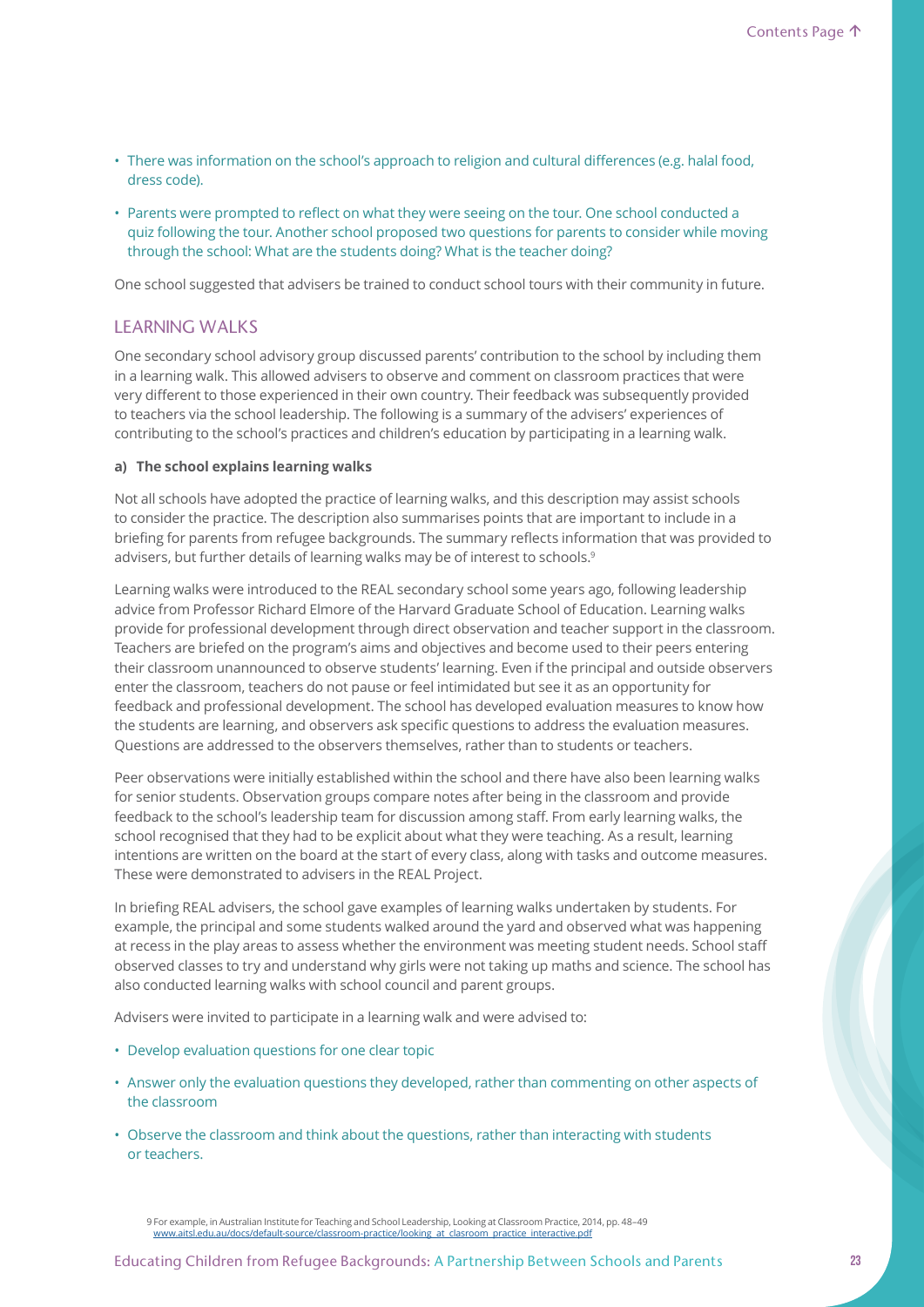- There was information on the school's approach to religion and cultural differences (e.g. halal food, dress code).
- Parents were prompted to reflect on what they were seeing on the tour. One school conducted a quiz following the tour. Another school proposed two questions for parents to consider while moving through the school: What are the students doing? What is the teacher doing?

One school suggested that advisers be trained to conduct school tours with their community in future.

## LEARNING WALKS

One secondary school advisory group discussed parents' contribution to the school by including them in a learning walk. This allowed advisers to observe and comment on classroom practices that were very different to those experienced in their own country. Their feedback was subsequently provided to teachers via the school leadership. The following is a summary of the advisers' experiences of contributing to the school's practices and children's education by participating in a learning walk.

**a) The school explains learning walks**

Not all schools have adopted the practice of learning walks, and this description may assist schools to consider the practice. The description also summarises points that are important to include in a briefing for parents from refugee backgrounds. The summary reflects information that was provided to advisers, but further details of learning walks may be of interest to schools.[9]

Learning walks were introduced to the REAL secondary school some years ago, following leadership advice from Professor Richard Elmore of the Harvard Graduate School of Education. Learning walks provide for professional development through direct observation and teacher support in the classroom. Teachers are briefed on the program's aims and objectives and become used to their peers entering their classroom unannounced to observe students' learning. Even if the principal and outside observers enter the classroom, teachers do not pause or feel intimidated but see it as an opportunity for feedback and professional development. The school has developed evaluation measures to know how the students are learning, and observers ask specific questions to address the evaluation measures. Questions are addressed to the observers themselves, rather than to students or teachers.

Peer observations were initially established within the school and there have also been learning walks for senior students. Observation groups compare notes after being in the classroom and provide feedback to the school's leadership team for discussion among staff. From early learning walks, the school recognised that they had to be explicit about what they were teaching. As a result, learning intentions are written on the board at the start of every class, along with tasks and outcome measures. These were demonstrated to advisers in the REAL Project.

In briefing REAL advisers, the school gave examples of learning walks undertaken by students. For example, the principal and some students walked around the yard and observed what was happening at recess in the play areas to assess whether the environment was meeting student needs. School staff observed classes to try and understand why girls were not taking up maths and science. The school has also conducted learning walks with school council and parent groups.

Advisers were invited to participate in a learning walk and were advised to:

- Develop evaluation questions for one clear topic
- Answer only the evaluation questions they developed, rather than commenting on other aspects of the classroom
- Observe the classroom and think about the questions, rather than interacting with students or teachers.

9 For example, in Australian Institute for Teaching and School Leadership, Looking at Classroom Practice, 2014, pp. 48–49 www.aitsl.edu.au/docs/default-source/classroom-practice/looking_at_classroom_practice_interactive.pdf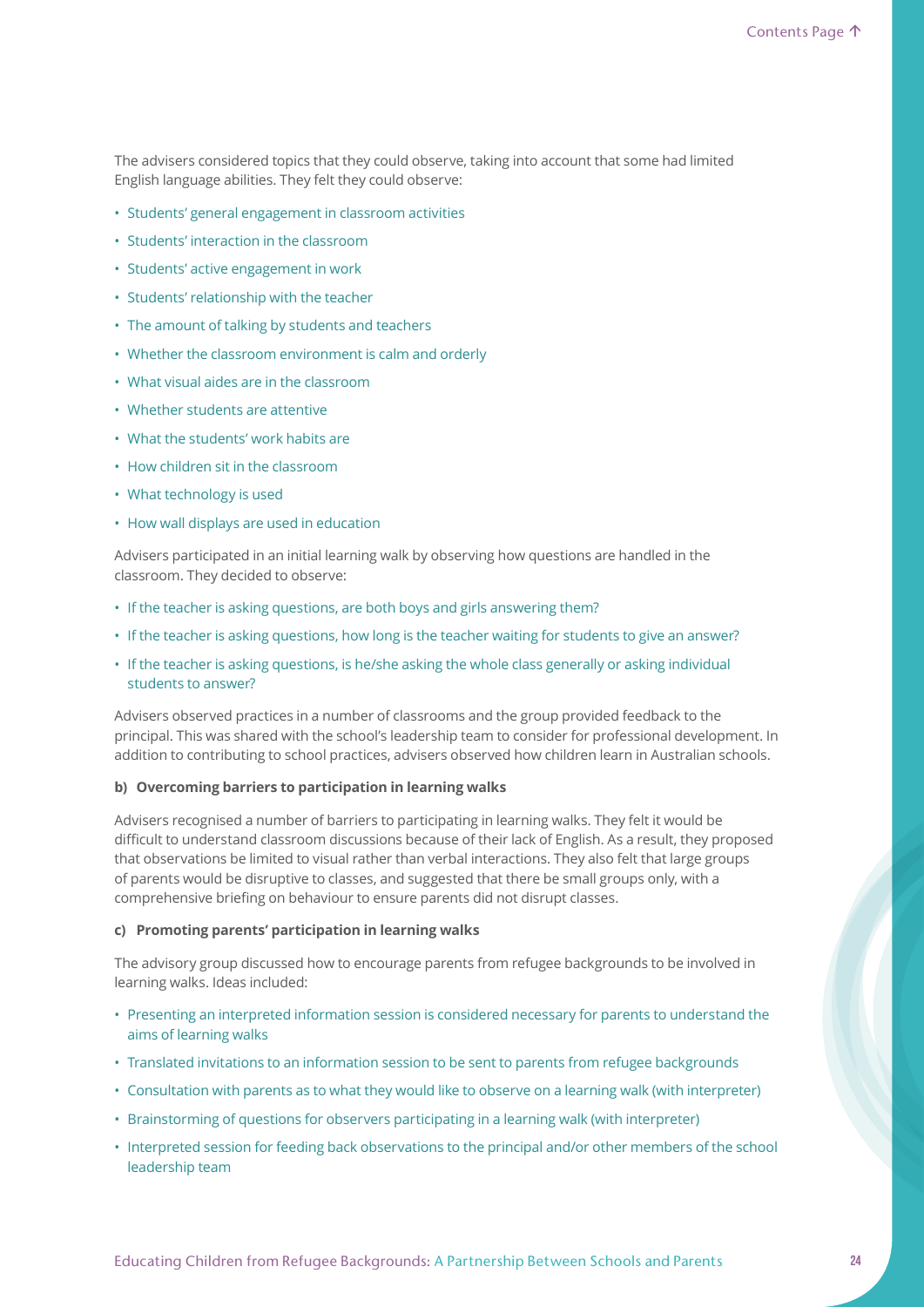The advisers considered topics that they could observe, taking into account that some had limited English language abilities. They felt they could observe:

- Students' general engagement in classroom activities
- Students' interaction in the classroom
- Students' active engagement in work
- Students' relationship with the teacher
- The amount of talking by students and teachers
- Whether the classroom environment is calm and orderly
- What visual aides are in the classroom
- Whether students are attentive
- What the students' work habits are
- How children sit in the classroom
- What technology is used
- How wall displays are used in education

Advisers participated in an initial learning walk by observing how questions are handled in the classroom. They decided to observe:

- If the teacher is asking questions, are both boys and girls answering them?
- If the teacher is asking questions, how long is the teacher waiting for students to give an answer?
- If the teacher is asking questions, is he/she asking the whole class generally or asking individual students to answer?

Advisers observed practices in a number of classrooms and the group provided feedback to the principal. This was shared with the school's leadership team to consider for professional development. In addition to contributing to school practices, advisers observed how children learn in Australian schools.

**b) Overcoming barriers to participation in learning walks**

Advisers recognised a number of barriers to participating in learning walks. They felt it would be difficult to understand classroom discussions because of their lack of English. As a result, they proposed that observations be limited to visual rather than verbal interactions. They also felt that large groups of parents would be disruptive to classes, and suggested that there be small groups only, with a comprehensive briefing on behaviour to ensure parents did not disrupt classes.

**c) Promoting parents' participation in learning walks**

The advisory group discussed how to encourage parents from refugee backgrounds to be involved in learning walks. Ideas included:

- Presenting an interpreted information session is considered necessary for parents to understand the aims of learning walks
- Translated invitations to an information session to be sent to parents from refugee backgrounds
- Consultation with parents as to what they would like to observe on a learning walk (with interpreter)
- Brainstorming of questions for observers participating in a learning walk (with interpreter)
- Interpreted session for feeding back observations to the principal and/or other members of the school leadership team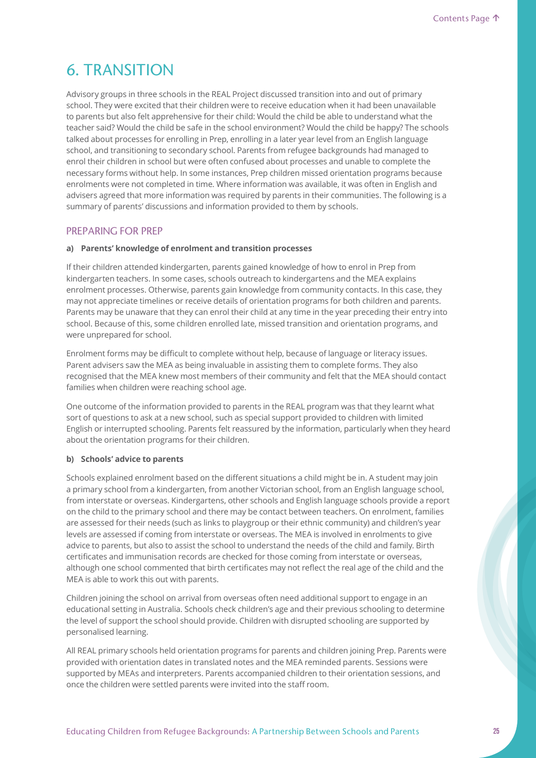# 6. TRANSITION

Advisory groups in three schools in the REAL Project discussed transition into and out of primary school. They were excited that their children were to receive education when it had been unavailable to parents but also felt apprehensive for their child: Would the child be able to understand what the teacher said? Would the child be safe in the school environment? Would the child be happy? The schools talked about processes for enrolling in Prep, enrolling in a later year level from an English language school, and transitioning to secondary school. Parents from refugee backgrounds had managed to enrol their children in school but were often confused about processes and unable to complete the necessary forms without help. In some instances, Prep children missed orientation programs because enrolments were not completed in time. Where information was available, it was often in English and advisers agreed that more information was required by parents in their communities. The following is a summary of parents' discussions and information provided to them by schools.

## PREPARING FOR PREP

**a) Parents' knowledge of enrolment and transition processes**

If their children attended kindergarten, parents gained knowledge of how to enrol in Prep from kindergarten teachers. In some cases, schools outreach to kindergartens and the MEA explains enrolment processes. Otherwise, parents gain knowledge from community contacts. In this case, they may not appreciate timelines or receive details of orientation programs for both children and parents. Parents may be unaware that they can enrol their child at any time in the year preceding their entry into school. Because of this, some children enrolled late, missed transition and orientation programs, and were unprepared for school.

Enrolment forms may be difficult to complete without help, because of language or literacy issues. Parent advisers saw the MEA as being invaluable in assisting them to complete forms. They also recognised that the MEA knew most members of their community and felt that the MEA should contact families when children were reaching school age.

One outcome of the information provided to parents in the REAL program was that they learnt what sort of questions to ask at a new school, such as special support provided to children with limited English or interrupted schooling. Parents felt reassured by the information, particularly when they heard about the orientation programs for their children.

**b) Schools' advice to parents**

Schools explained enrolment based on the different situations a child might be in. A student may join a primary school from a kindergarten, from another Victorian school, from an English language school, from interstate or overseas. Kindergartens, other schools and English language schools provide a report on the child to the primary school and there may be contact between teachers. On enrolment, families are assessed for their needs (such as links to playgroup or their ethnic community) and children's year levels are assessed if coming from interstate or overseas. The MEA is involved in enrolments to give advice to parents, but also to assist the school to understand the needs of the child and family. Birth certificates and immunisation records are checked for those coming from interstate or overseas, although one school commented that birth certificates may not reflect the real age of the child and the MEA is able to work this out with parents.

Children joining the school on arrival from overseas often need additional support to engage in an educational setting in Australia. Schools check children's age and their previous schooling to determine the level of support the school should provide. Children with disrupted schooling are supported by personalised learning.

All REAL primary schools held orientation programs for parents and children joining Prep. Parents were provided with orientation dates in translated notes and the MEA reminded parents. Sessions were supported by MEAs and interpreters. Parents accompanied children to their orientation sessions, and once the children were settled parents were invited into the staff room.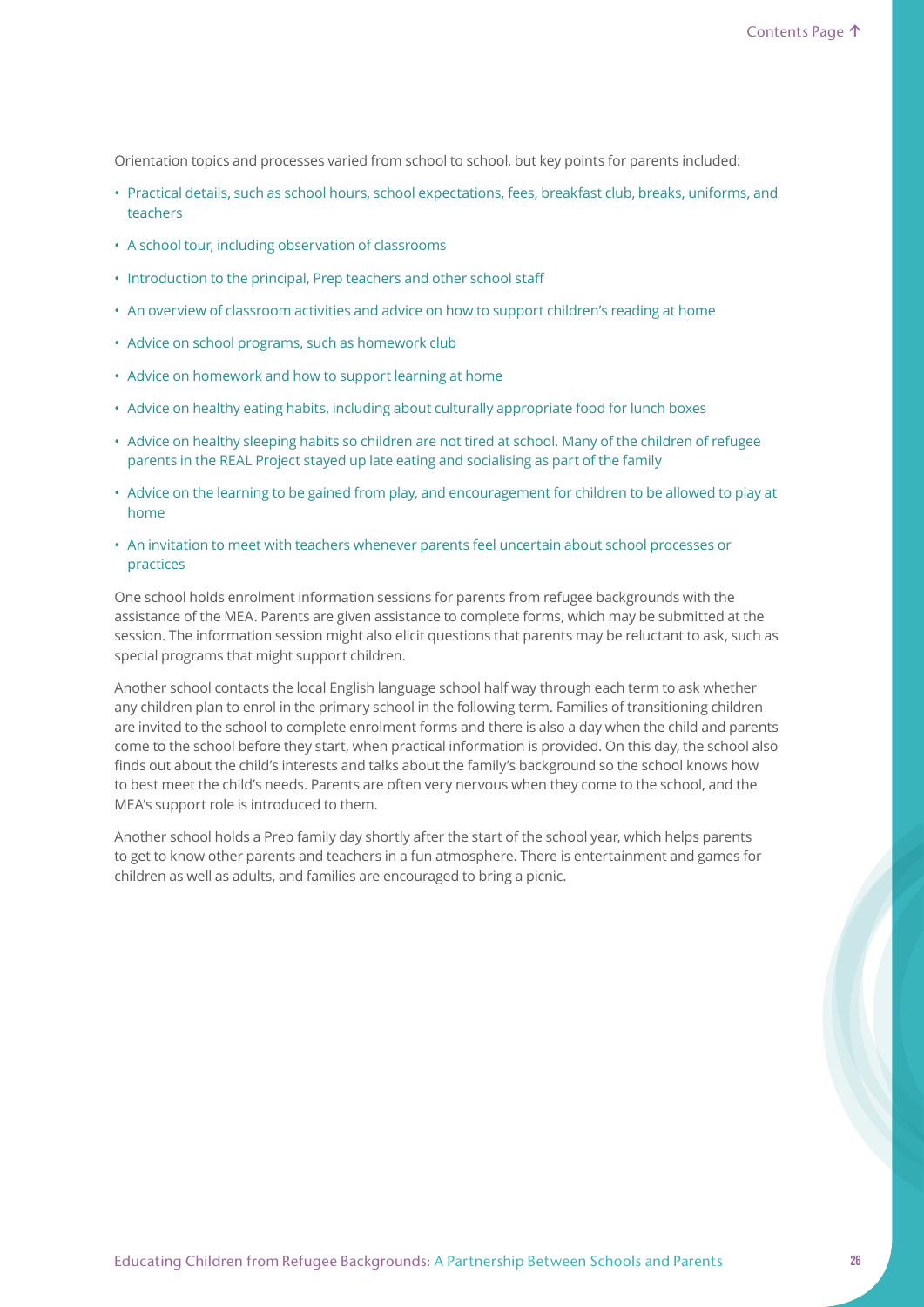Orientation topics and processes varied from school to school, but key points for parents included:

- Practical details, such as school hours, school expectations, fees, breakfast club, breaks, uniforms, and teachers
- A school tour, including observation of classrooms
- Introduction to the principal, Prep teachers and other school staff
- An overview of classroom activities and advice on how to support children's reading at home
- Advice on school programs, such as homework club
- Advice on homework and how to support learning at home
- Advice on healthy eating habits, including about culturally appropriate food for lunch boxes
- Advice on healthy sleeping habits so children are not tired at school. Many of the children of refugee parents in the REAL Project stayed up late eating and socialising as part of the family
- Advice on the learning to be gained from play, and encouragement for children to be allowed to play at home
- An invitation to meet with teachers whenever parents feel uncertain about school processes or practices

One school holds enrolment information sessions for parents from refugee backgrounds with the assistance of the MEA. Parents are given assistance to complete forms, which may be submitted at the session. The information session might also elicit questions that parents may be reluctant to ask, such as special programs that might support children.

Another school contacts the local English language school half way through each term to ask whether any children plan to enrol in the primary school in the following term. Families of transitioning children are invited to the school to complete enrolment forms and there is also a day when the child and parents come to the school before they start, when practical information is provided. On this day, the school also finds out about the child's interests and talks about the family's background so the school knows how to best meet the child's needs. Parents are often very nervous when they come to the school, and the MEA's support role is introduced to them.

Another school holds a Prep family day shortly after the start of the school year, which helps parents to get to know other parents and teachers in a fun atmosphere. There is entertainment and games for children as well as adults, and families are encouraged to bring a picnic.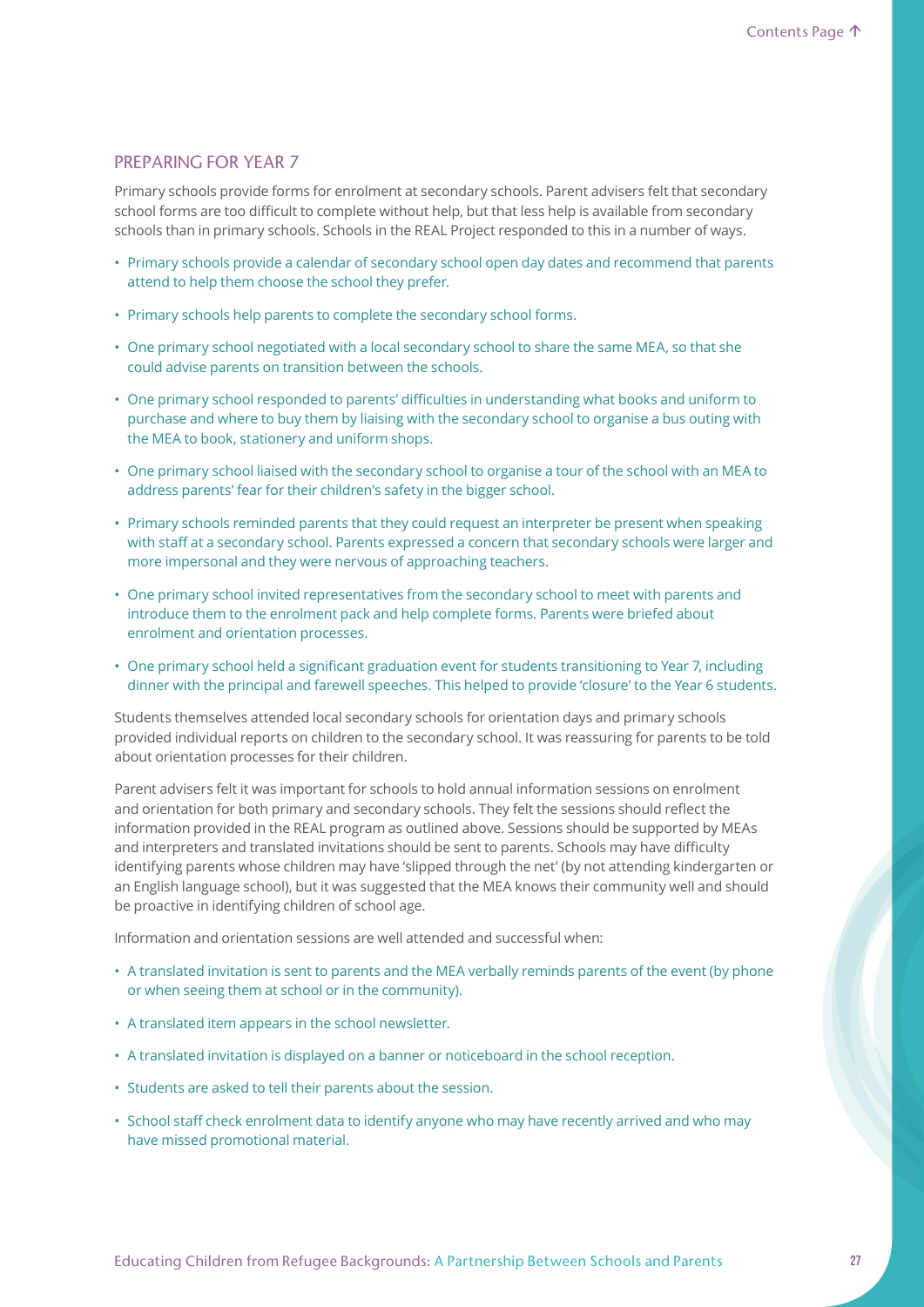## PREPARING FOR YEAR 7

Primary schools provide forms for enrolment at secondary schools. Parent advisers felt that secondary school forms are too difficult to complete without help, but that less help is available from secondary schools than in primary schools. Schools in the REAL Project responded to this in a number of ways.

- Primary schools provide a calendar of secondary school open day dates and recommend that parents attend to help them choose the school they prefer.
- Primary schools help parents to complete the secondary school forms.
- One primary school negotiated with a local secondary school to share the same MEA, so that she could advise parents on transition between the schools.
- One primary school responded to parents' difficulties in understanding what books and uniform to purchase and where to buy them by liaising with the secondary school to organise a bus outing with the MEA to book, stationery and uniform shops.
- One primary school liaised with the secondary school to organise a tour of the school with an MEA to address parents' fear for their children's safety in the bigger school.
- Primary schools reminded parents that they could request an interpreter be present when speaking with staff at a secondary school. Parents expressed a concern that secondary schools were larger and more impersonal and they were nervous of approaching teachers.
- One primary school invited representatives from the secondary school to meet with parents and introduce them to the enrolment pack and help complete forms. Parents were briefed about enrolment and orientation processes.
- One primary school held a significant graduation event for students transitioning to Year 7, including dinner with the principal and farewell speeches. This helped to provide 'closure' to the Year 6 students.

Students themselves attended local secondary schools for orientation days and primary schools provided individual reports on children to the secondary school. It was reassuring for parents to be told about orientation processes for their children.

Parent advisers felt it was important for schools to hold annual information sessions on enrolment and orientation for both primary and secondary schools. They felt the sessions should reflect the information provided in the REAL program as outlined above. Sessions should be supported by MEAs and interpreters and translated invitations should be sent to parents. Schools may have difficulty identifying parents whose children may have 'slipped through the net' (by not attending kindergarten or an English language school), but it was suggested that the MEA knows their community well and should be proactive in identifying children of school age.

Information and orientation sessions are well attended and successful when:

- A translated invitation is sent to parents and the MEA verbally reminds parents of the event (by phone or when seeing them at school or in the community).
- A translated item appears in the school newsletter.
- A translated invitation is displayed on a banner or noticeboard in the school reception.
- Students are asked to tell their parents about the session.
- School staff check enrolment data to identify anyone who may have recently arrived and who may have missed promotional material.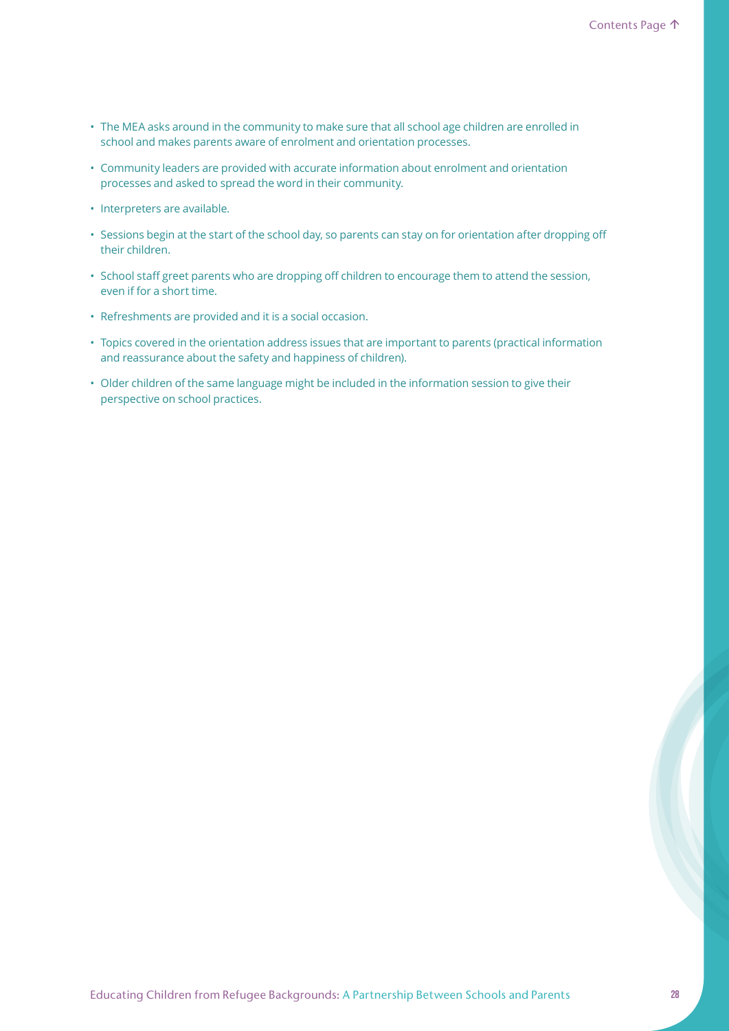- The MEA asks around in the community to make sure that all school age children are enrolled in school and makes parents aware of enrolment and orientation processes.
- Community leaders are provided with accurate information about enrolment and orientation processes and asked to spread the word in their community.
- Interpreters are available.
- Sessions begin at the start of the school day, so parents can stay on for orientation after dropping off their children.
- School staff greet parents who are dropping off children to encourage them to attend the session, even if for a short time.
- Refreshments are provided and it is a social occasion.
- Topics covered in the orientation address issues that are important to parents (practical information and reassurance about the safety and happiness of children).
- Older children of the same language might be included in the information session to give their perspective on school practices.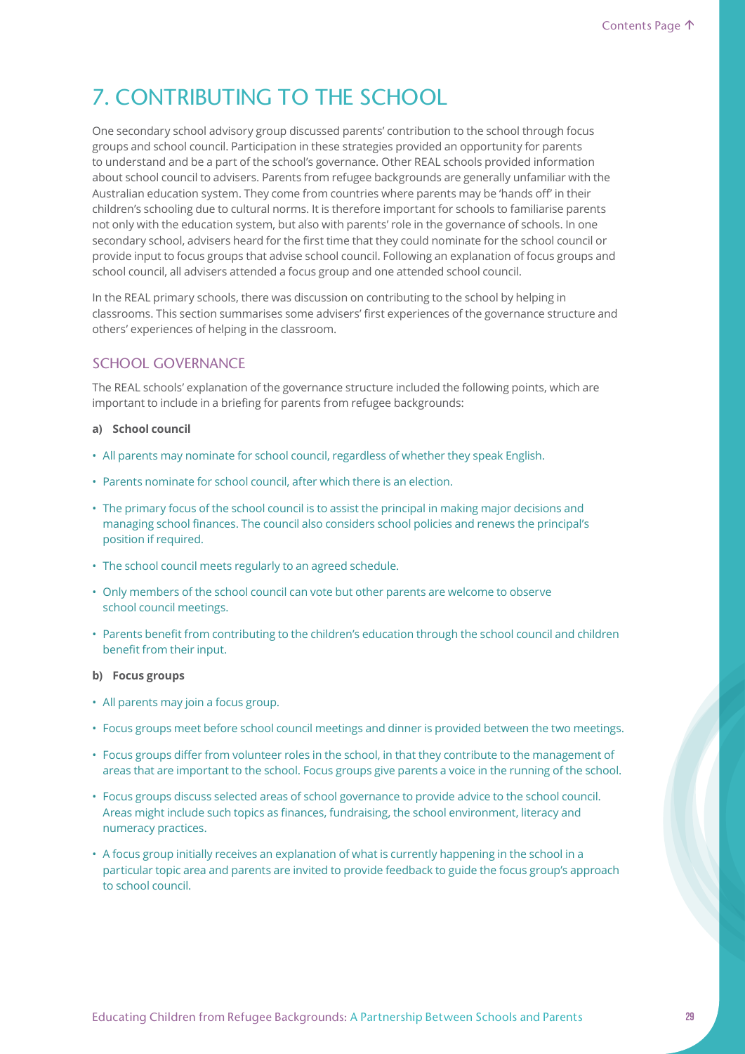# 7. CONTRIBUTING TO THE SCHOOL

One secondary school advisory group discussed parents' contribution to the school through focus groups and school council. Participation in these strategies provided an opportunity for parents to understand and be a part of the school's governance. Other REAL schools provided information about school council to advisers. Parents from refugee backgrounds are generally unfamiliar with the Australian education system. They come from countries where parents may be 'hands off' in their children's schooling due to cultural norms. It is therefore important for schools to familiarise parents not only with the education system, but also with parents' role in the governance of schools. In one secondary school, advisers heard for the first time that they could nominate for the school council or provide input to focus groups that advise school council. Following an explanation of focus groups and school council, all advisers attended a focus group and one attended school council.

In the REAL primary schools, there was discussion on contributing to the school by helping in classrooms. This section summarises some advisers' first experiences of the governance structure and others' experiences of helping in the classroom.

## SCHOOL GOVERNANCE

The REAL schools' explanation of the governance structure included the following points, which are important to include in a briefing for parents from refugee backgrounds:

**a) School council**

- All parents may nominate for school council, regardless of whether they speak English.
- Parents nominate for school council, after which there is an election.
- The primary focus of the school council is to assist the principal in making major decisions and managing school finances. The council also considers school policies and renews the principal's position if required.
- The school council meets regularly to an agreed schedule.
- Only members of the school council can vote but other parents are welcome to observe school council meetings.
- Parents benefit from contributing to the children's education through the school council and children benefit from their input.

**b) Focus groups**

- All parents may join a focus group.
- Focus groups meet before school council meetings and dinner is provided between the two meetings.
- Focus groups differ from volunteer roles in the school, in that they contribute to the management of areas that are important to the school. Focus groups give parents a voice in the running of the school.
- Focus groups discuss selected areas of school governance to provide advice to the school council. Areas might include such topics as finances, fundraising, the school environment, literacy and numeracy practices.
- A focus group initially receives an explanation of what is currently happening in the school in a particular topic area and parents are invited to provide feedback to guide the focus group's approach to school council.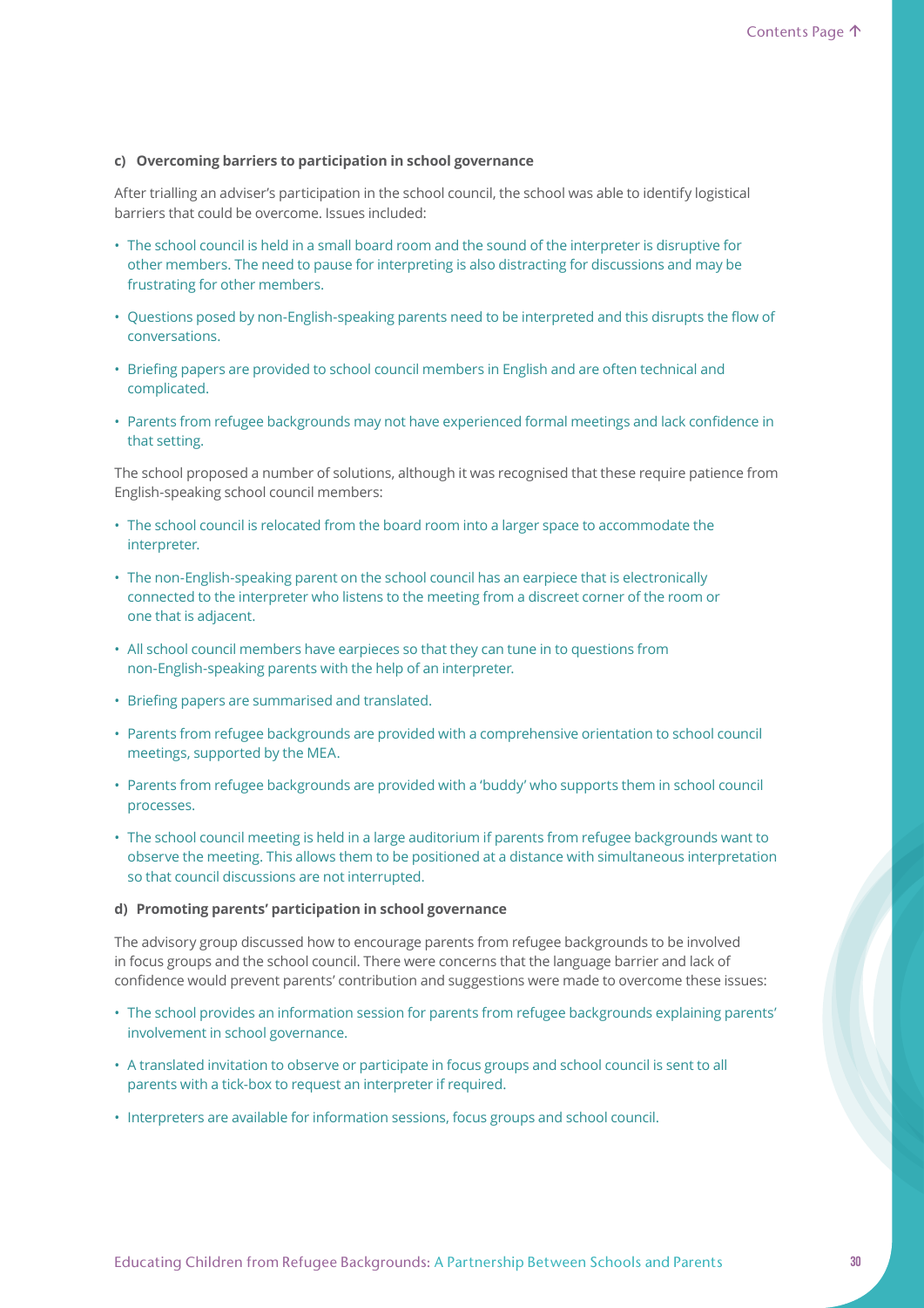**c) Overcoming barriers to participation in school governance**

After trialling an adviser's participation in the school council, the school was able to identify logistical barriers that could be overcome. Issues included:

- The school council is held in a small board room and the sound of the interpreter is disruptive for other members. The need to pause for interpreting is also distracting for discussions and may be frustrating for other members.
- Questions posed by non-English-speaking parents need to be interpreted and this disrupts the flow of conversations.
- Briefing papers are provided to school council members in English and are often technical and complicated.
- Parents from refugee backgrounds may not have experienced formal meetings and lack confidence in that setting.

The school proposed a number of solutions, although it was recognised that these require patience from English-speaking school council members:

- The school council is relocated from the board room into a larger space to accommodate the interpreter.
- The non-English-speaking parent on the school council has an earpiece that is electronically connected to the interpreter who listens to the meeting from a discreet corner of the room or one that is adjacent.
- All school council members have earpieces so that they can tune in to questions from non-English-speaking parents with the help of an interpreter.
- Briefing papers are summarised and translated.
- Parents from refugee backgrounds are provided with a comprehensive orientation to school council meetings, supported by the MEA.
- Parents from refugee backgrounds are provided with a 'buddy' who supports them in school council processes.
- The school council meeting is held in a large auditorium if parents from refugee backgrounds want to observe the meeting. This allows them to be positioned at a distance with simultaneous interpretation so that council discussions are not interrupted.

**d) Promoting parents' participation in school governance**

The advisory group discussed how to encourage parents from refugee backgrounds to be involved in focus groups and the school council. There were concerns that the language barrier and lack of confidence would prevent parents' contribution and suggestions were made to overcome these issues:

- The school provides an information session for parents from refugee backgrounds explaining parents' involvement in school governance.
- A translated invitation to observe or participate in focus groups and school council is sent to all parents with a tick-box to request an interpreter if required.
- Interpreters are available for information sessions, focus groups and school council.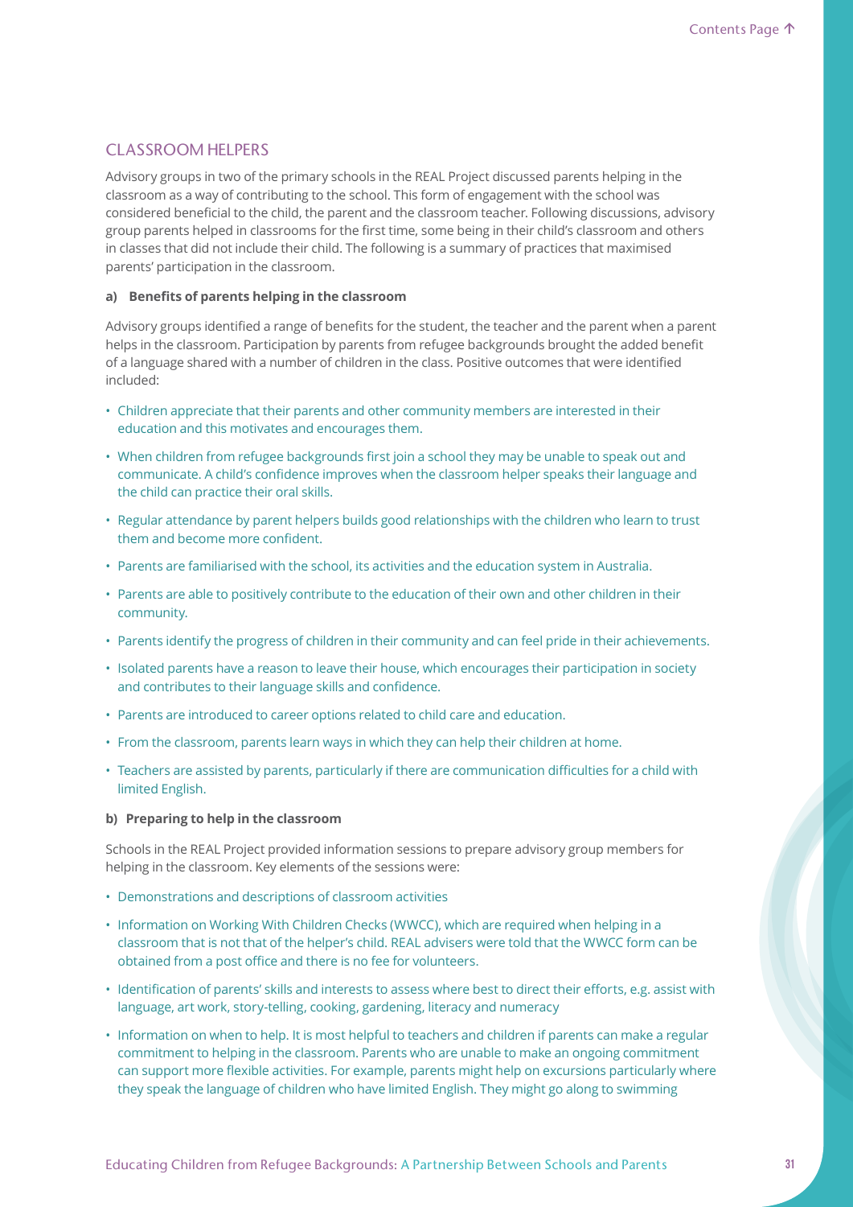## CLASSROOM HELPERS

Advisory groups in two of the primary schools in the REAL Project discussed parents helping in the classroom as a way of contributing to the school. This form of engagement with the school was considered beneficial to the child, the parent and the classroom teacher. Following discussions, advisory group parents helped in classrooms for the first time, some being in their child's classroom and others in classes that did not include their child. The following is a summary of practices that maximised parents' participation in the classroom.

**a) Benefits of parents helping in the classroom**

Advisory groups identified a range of benefits for the student, the teacher and the parent when a parent helps in the classroom. Participation by parents from refugee backgrounds brought the added benefit of a language shared with a number of children in the class. Positive outcomes that were identified included:

- Children appreciate that their parents and other community members are interested in their education and this motivates and encourages them.
- When children from refugee backgrounds first join a school they may be unable to speak out and communicate. A child's confidence improves when the classroom helper speaks their language and the child can practice their oral skills.
- Regular attendance by parent helpers builds good relationships with the children who learn to trust them and become more confident.
- Parents are familiarised with the school, its activities and the education system in Australia.
- Parents are able to positively contribute to the education of their own and other children in their community.
- Parents identify the progress of children in their community and can feel pride in their achievements.
- Isolated parents have a reason to leave their house, which encourages their participation in society and contributes to their language skills and confidence.
- Parents are introduced to career options related to child care and education.
- From the classroom, parents learn ways in which they can help their children at home.
- Teachers are assisted by parents, particularly if there are communication difficulties for a child with limited English.

**b) Preparing to help in the classroom**

Schools in the REAL Project provided information sessions to prepare advisory group members for helping in the classroom. Key elements of the sessions were:

- Demonstrations and descriptions of classroom activities
- Information on Working With Children Checks (WWCC), which are required when helping in a classroom that is not that of the helper's child. REAL advisers were told that the WWCC form can be obtained from a post office and there is no fee for volunteers.
- Identification of parents' skills and interests to assess where best to direct their efforts, e.g. assist with language, art work, story-telling, cooking, gardening, literacy and numeracy
- Information on when to help. It is most helpful to teachers and children if parents can make a regular commitment to helping in the classroom. Parents who are unable to make an ongoing commitment can support more flexible activities. For example, parents might help on excursions particularly where they speak the language of children who have limited English. They might go along to swimming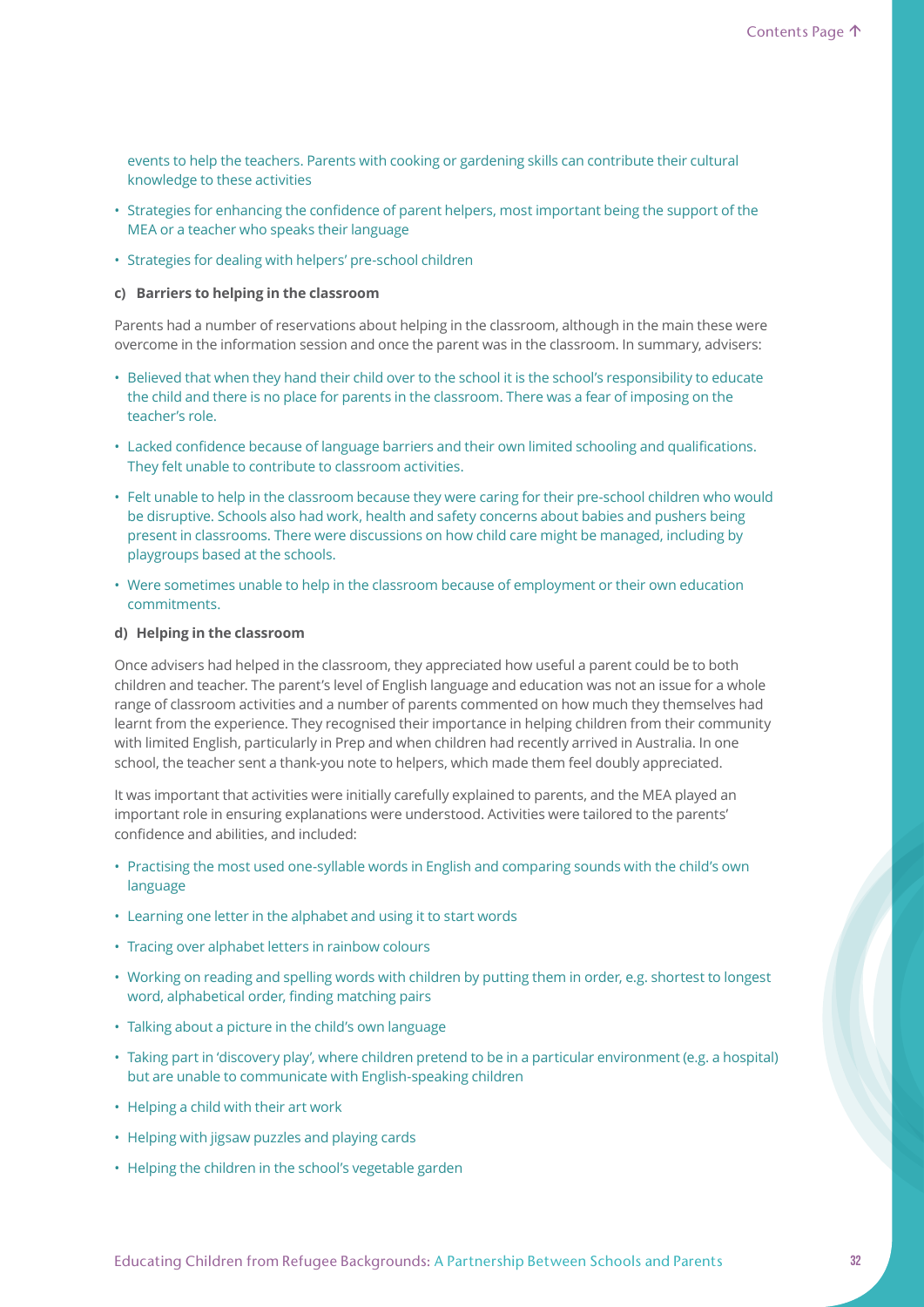events to help the teachers. Parents with cooking or gardening skills can contribute their cultural knowledge to these activities

- Strategies for enhancing the confidence of parent helpers, most important being the support of the MEA or a teacher who speaks their language
- Strategies for dealing with helpers' pre-school children

**c) Barriers to helping in the classroom**

Parents had a number of reservations about helping in the classroom, although in the main these were overcome in the information session and once the parent was in the classroom. In summary, advisers:

- Believed that when they hand their child over to the school it is the school's responsibility to educate the child and there is no place for parents in the classroom. There was a fear of imposing on the teacher's role.
- Lacked confidence because of language barriers and their own limited schooling and qualifications. They felt unable to contribute to classroom activities.
- Felt unable to help in the classroom because they were caring for their pre-school children who would be disruptive. Schools also had work, health and safety concerns about babies and pushers being present in classrooms. There were discussions on how child care might be managed, including by playgroups based at the schools.
- Were sometimes unable to help in the classroom because of employment or their own education commitments.

**d) Helping in the classroom**

Once advisers had helped in the classroom, they appreciated how useful a parent could be to both children and teacher. The parent's level of English language and education was not an issue for a whole range of classroom activities and a number of parents commented on how much they themselves had learnt from the experience. They recognised their importance in helping children from their community with limited English, particularly in Prep and when children had recently arrived in Australia. In one school, the teacher sent a thank-you note to helpers, which made them feel doubly appreciated.

It was important that activities were initially carefully explained to parents, and the MEA played an important role in ensuring explanations were understood. Activities were tailored to the parents' confidence and abilities, and included:

- Practising the most used one-syllable words in English and comparing sounds with the child's own language
- Learning one letter in the alphabet and using it to start words
- Tracing over alphabet letters in rainbow colours
- Working on reading and spelling words with children by putting them in order, e.g. shortest to longest word, alphabetical order, finding matching pairs
- Talking about a picture in the child's own language
- Taking part in 'discovery play', where children pretend to be in a particular environment (e.g. a hospital) but are unable to communicate with English-speaking children
- Helping a child with their art work
- Helping with jigsaw puzzles and playing cards
- Helping the children in the school's vegetable garden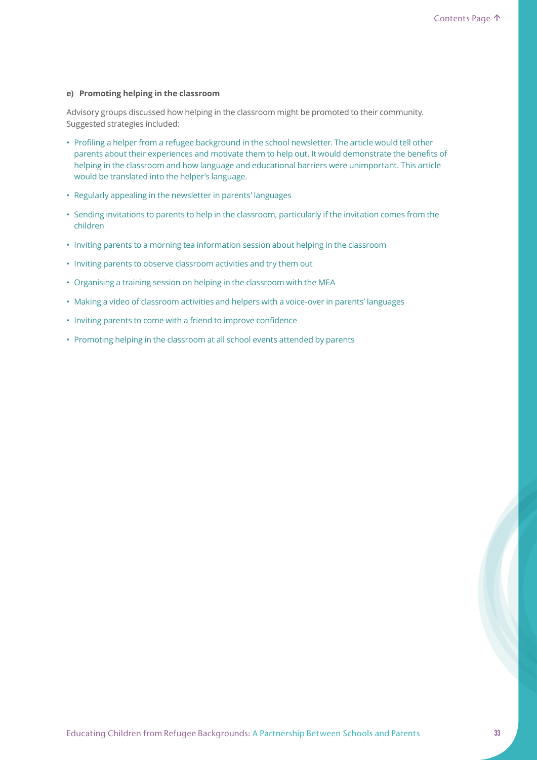**e) Promoting helping in the classroom**

Advisory groups discussed how helping in the classroom might be promoted to their community. Suggested strategies included:

- Profiling a helper from a refugee background in the school newsletter. The article would tell other parents about their experiences and motivate them to help out. It would demonstrate the benefits of helping in the classroom and how language and educational barriers were unimportant. This article would be translated into the helper's language.
- Regularly appealing in the newsletter in parents' languages
- Sending invitations to parents to help in the classroom, particularly if the invitation comes from the children
- Inviting parents to a morning tea information session about helping in the classroom
- Inviting parents to observe classroom activities and try them out
- Organising a training session on helping in the classroom with the MEA
- Making a video of classroom activities and helpers with a voice-over in parents' languages
- Inviting parents to come with a friend to improve confidence
- Promoting helping in the classroom at all school events attended by parents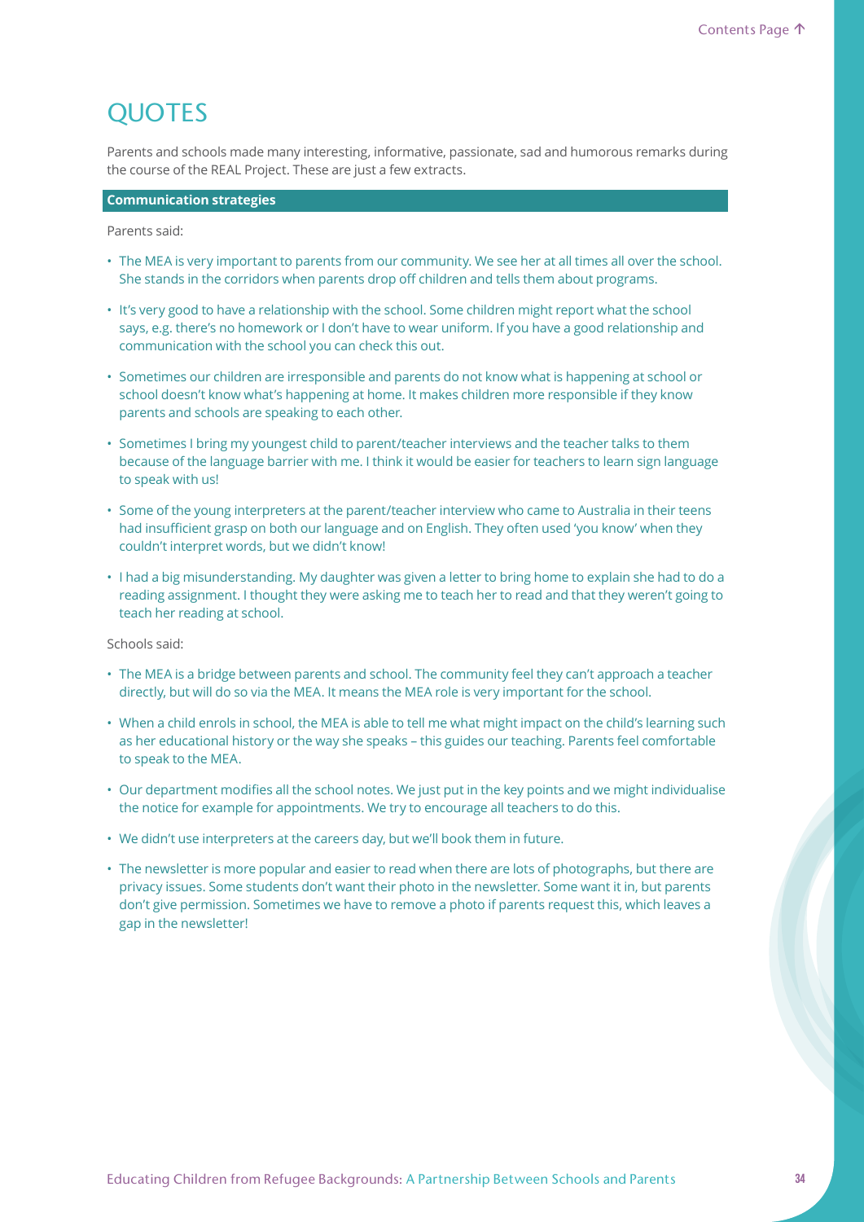# QUOTES

Parents and schools made many interesting, informative, passionate, sad and humorous remarks during the course of the REAL Project. These are just a few extracts.

**Communication strategies**

Parents said:

- The MEA is very important to parents from our community. We see her at all times all over the school. She stands in the corridors when parents drop off children and tells them about programs.
- It's very good to have a relationship with the school. Some children might report what the school says, e.g. there's no homework or I don't have to wear uniform. If you have a good relationship and communication with the school you can check this out.
- Sometimes our children are irresponsible and parents do not know what is happening at school or school doesn't know what's happening at home. It makes children more responsible if they know parents and schools are speaking to each other.
- Sometimes I bring my youngest child to parent/teacher interviews and the teacher talks to them because of the language barrier with me. I think it would be easier for teachers to learn sign language to speak with us!
- Some of the young interpreters at the parent/teacher interview who came to Australia in their teens had insufficient grasp on both our language and on English. They often used 'you know' when they couldn't interpret words, but we didn't know!
- I had a big misunderstanding. My daughter was given a letter to bring home to explain she had to do a reading assignment. I thought they were asking me to teach her to read and that they weren't going to teach her reading at school.

Schools said:

- The MEA is a bridge between parents and school. The community feel they can't approach a teacher directly, but will do so via the MEA. It means the MEA role is very important for the school.
- When a child enrols in school, the MEA is able to tell me what might impact on the child's learning such as her educational history or the way she speaks – this guides our teaching. Parents feel comfortable to speak to the MEA.
- Our department modifies all the school notes. We just put in the key points and we might individualise the notice for example for appointments. We try to encourage all teachers to do this.
- We didn't use interpreters at the careers day, but we'll book them in future.
- The newsletter is more popular and easier to read when there are lots of photographs, but there are privacy issues. Some students don't want their photo in the newsletter. Some want it in, but parents don't give permission. Sometimes we have to remove a photo if parents request this, which leaves a gap in the newsletter!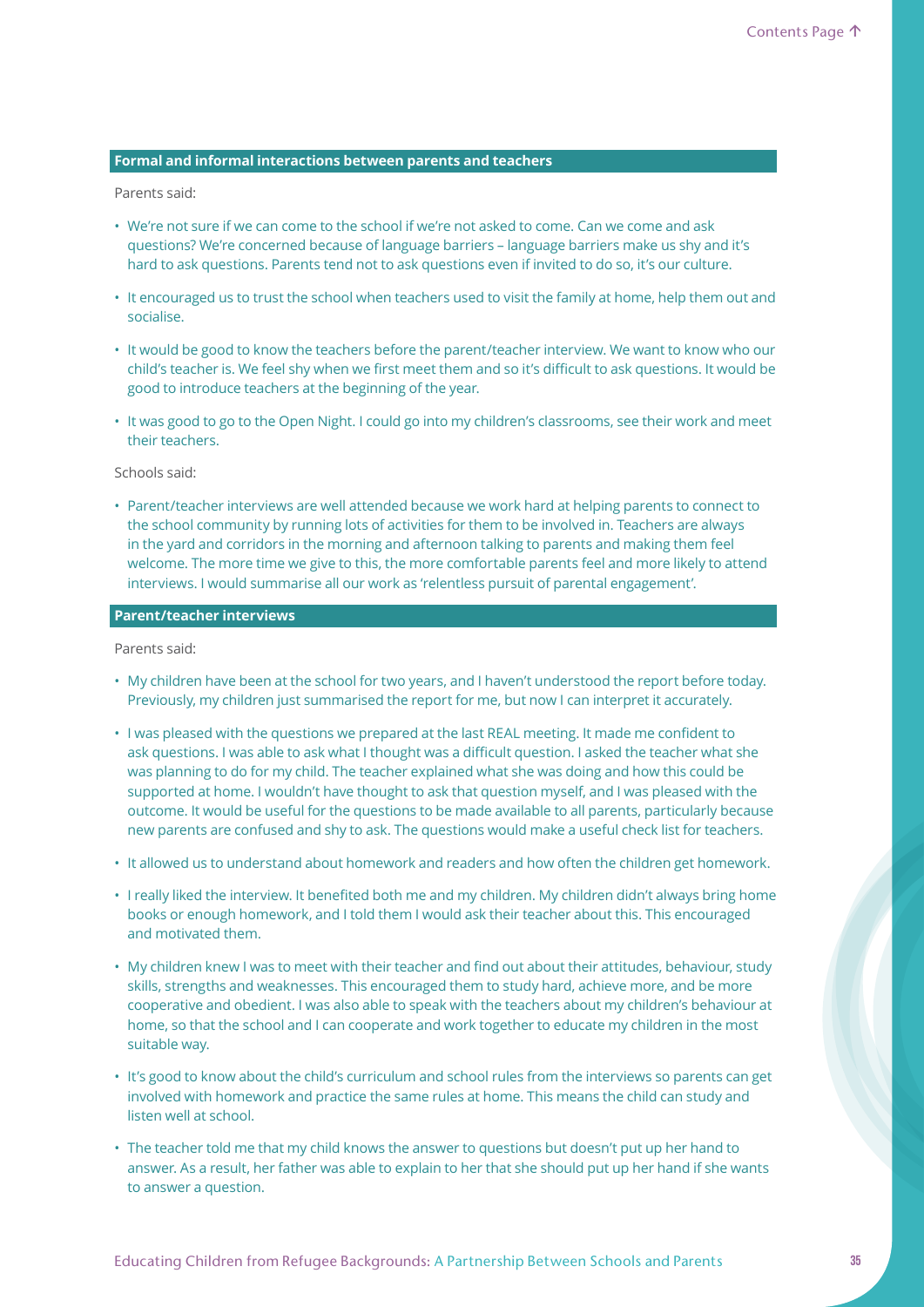### Formal and informal interactions between parents and teachers

Parents said:

- We're not sure if we can come to the school if we're not asked to come. Can we come and ask questions? We're concerned because of language barriers – language barriers make us shy and it's hard to ask questions. Parents tend not to ask questions even if invited to do so, it's our culture.
- It encouraged us to trust the school when teachers used to visit the family at home, help them out and socialise.
- It would be good to know the teachers before the parent/teacher interview. We want to know who our child's teacher is. We feel shy when we first meet them and so it's difficult to ask questions. It would be good to introduce teachers at the beginning of the year.
- It was good to go to the Open Night. I could go into my children's classrooms, see their work and meet their teachers.

Schools said:

- Parent/teacher interviews are well attended because we work hard at helping parents to connect to the school community by running lots of activities for them to be involved in. Teachers are always in the yard and corridors in the morning and afternoon talking to parents and making them feel welcome. The more time we give to this, the more comfortable parents feel and more likely to attend interviews. I would summarise all our work as 'relentless pursuit of parental engagement'.

### Parent/teacher interviews

Parents said:

- My children have been at the school for two years, and I haven't understood the report before today. Previously, my children just summarised the report for me, but now I can interpret it accurately.
- I was pleased with the questions we prepared at the last REAL meeting. It made me confident to ask questions. I was able to ask what I thought was a difficult question. I asked the teacher what she was planning to do for my child. The teacher explained what she was doing and how this could be supported at home. I wouldn't have thought to ask that question myself, and I was pleased with the outcome. It would be useful for the questions to be made available to all parents, particularly because new parents are confused and shy to ask. The questions would make a useful check list for teachers.
- It allowed us to understand about homework and readers and how often the children get homework.
- I really liked the interview. It benefited both me and my children. My children didn't always bring home books or enough homework, and I told them I would ask their teacher about this. This encouraged and motivated them.
- My children knew I was to meet with their teacher and find out about their attitudes, behaviour, study skills, strengths and weaknesses. This encouraged them to study hard, achieve more, and be more cooperative and obedient. I was also able to speak with the teachers about my children's behaviour at home, so that the school and I can cooperate and work together to educate my children in the most suitable way.
- It's good to know about the child's curriculum and school rules from the interviews so parents can get involved with homework and practice the same rules at home. This means the child can study and listen well at school.
- The teacher told me that my child knows the answer to questions but doesn't put up her hand to answer. As a result, her father was able to explain to her that she should put up her hand if she wants to answer a question.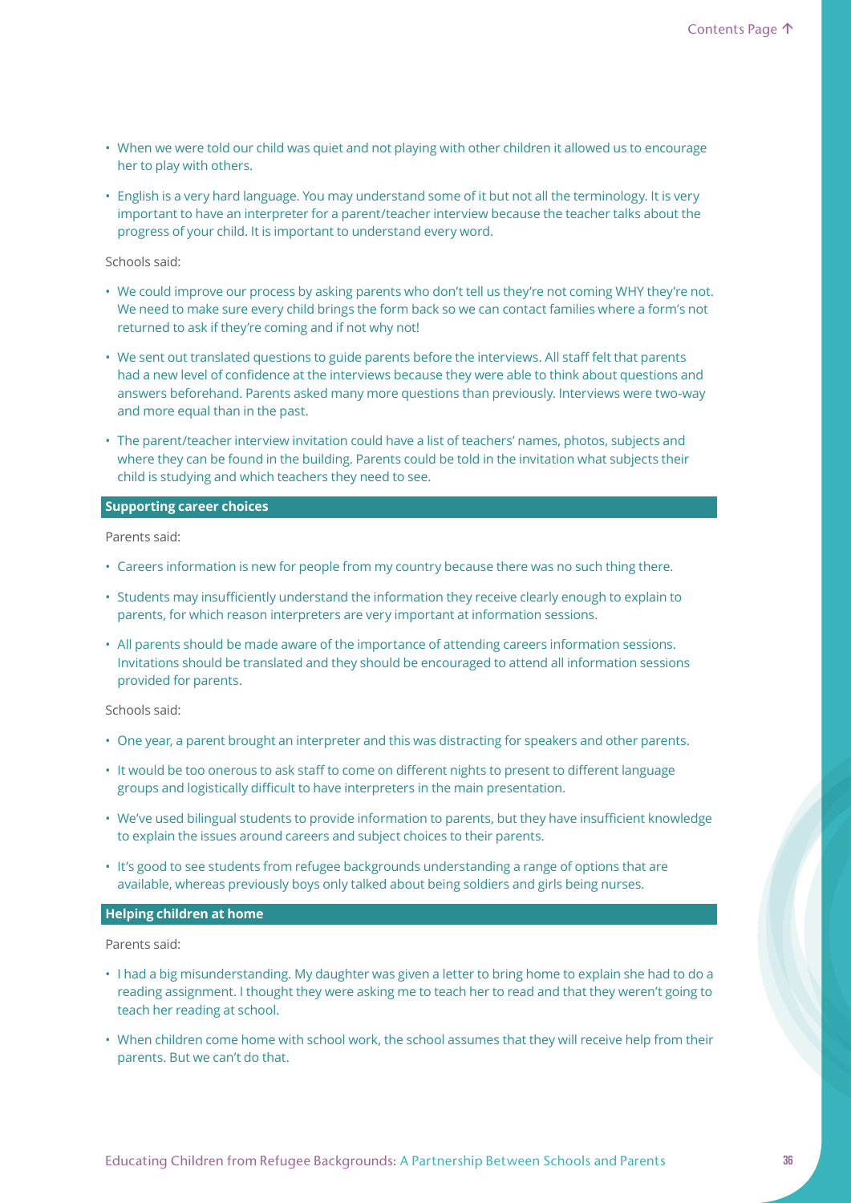- When we were told our child was quiet and not playing with other children it allowed us to encourage her to play with others.
- English is a very hard language. You may understand some of it but not all the terminology. It is very important to have an interpreter for a parent/teacher interview because the teacher talks about the progress of your child. It is important to understand every word.

Schools said:

- We could improve our process by asking parents who don't tell us they're not coming WHY they're not. We need to make sure every child brings the form back so we can contact families where a form's not returned to ask if they're coming and if not why not!
- We sent out translated questions to guide parents before the interviews. All staff felt that parents had a new level of confidence at the interviews because they were able to think about questions and answers beforehand. Parents asked many more questions than previously. Interviews were two-way and more equal than in the past.
- The parent/teacher interview invitation could have a list of teachers' names, photos, subjects and where they can be found in the building. Parents could be told in the invitation what subjects their child is studying and which teachers they need to see.

### Supporting career choices

Parents said:

- Careers information is new for people from my country because there was no such thing there.
- Students may insufficiently understand the information they receive clearly enough to explain to parents, for which reason interpreters are very important at information sessions.
- All parents should be made aware of the importance of attending careers information sessions. Invitations should be translated and they should be encouraged to attend all information sessions provided for parents.

Schools said:

- One year, a parent brought an interpreter and this was distracting for speakers and other parents.
- It would be too onerous to ask staff to come on different nights to present to different language groups and logistically difficult to have interpreters in the main presentation.
- We've used bilingual students to provide information to parents, but they have insufficient knowledge to explain the issues around careers and subject choices to their parents.
- It's good to see students from refugee backgrounds understanding a range of options that are available, whereas previously boys only talked about being soldiers and girls being nurses.

### Helping children at home

Parents said:

- I had a big misunderstanding. My daughter was given a letter to bring home to explain she had to do a reading assignment. I thought they were asking me to teach her to read and that they weren't going to teach her reading at school.
- When children come home with school work, the school assumes that they will receive help from their parents. But we can't do that.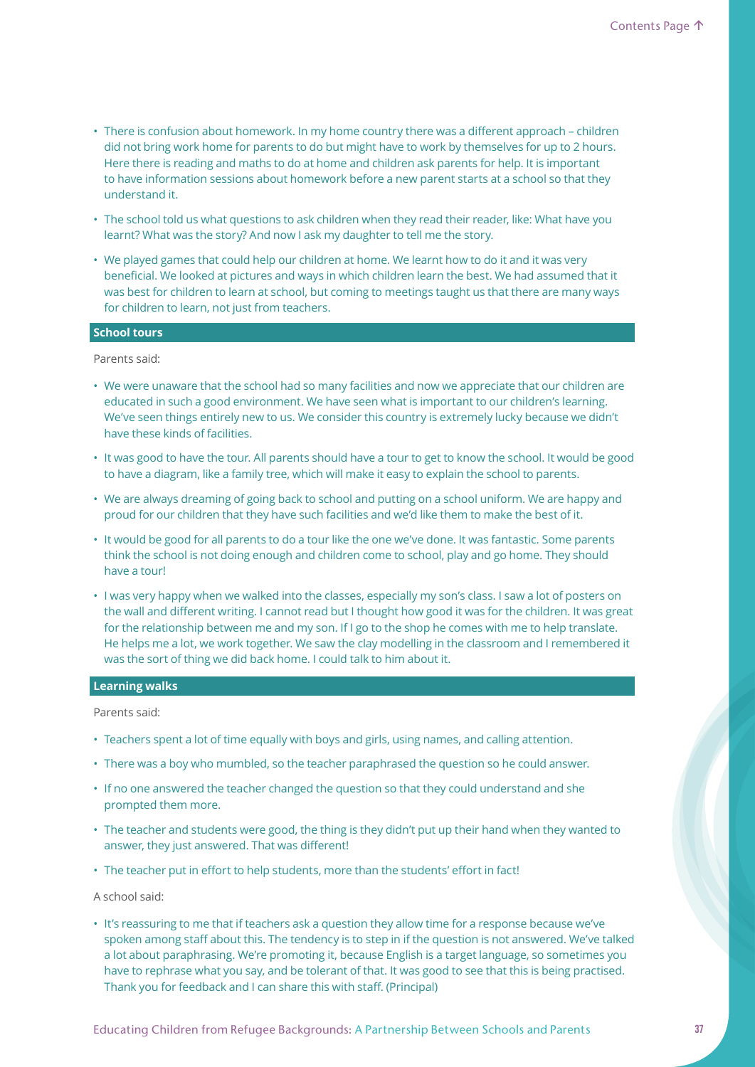- There is confusion about homework. In my home country there was a different approach – children did not bring work home for parents to do but might have to work by themselves for up to 2 hours. Here there is reading and maths to do at home and children ask parents for help. It is important to have information sessions about homework before a new parent starts at a school so that they understand it.
- The school told us what questions to ask children when they read their reader, like: What have you learnt? What was the story? And now I ask my daughter to tell me the story.
- We played games that could help our children at home. We learnt how to do it and it was very beneficial. We looked at pictures and ways in which children learn the best. We had assumed that it was best for children to learn at school, but coming to meetings taught us that there are many ways for children to learn, not just from teachers.

### School tours

Parents said:

- We were unaware that the school had so many facilities and now we appreciate that our children are educated in such a good environment. We have seen what is important to our children's learning. We've seen things entirely new to us. We consider this country is extremely lucky because we didn't have these kinds of facilities.
- It was good to have the tour. All parents should have a tour to get to know the school. It would be good to have a diagram, like a family tree, which will make it easy to explain the school to parents.
- We are always dreaming of going back to school and putting on a school uniform. We are happy and proud for our children that they have such facilities and we'd like them to make the best of it.
- It would be good for all parents to do a tour like the one we've done. It was fantastic. Some parents think the school is not doing enough and children come to school, play and go home. They should have a tour!
- I was very happy when we walked into the classes, especially my son's class. I saw a lot of posters on the wall and different writing. I cannot read but I thought how good it was for the children. It was great for the relationship between me and my son. If I go to the shop he comes with me to help translate. He helps me a lot, we work together. We saw the clay modelling in the classroom and I remembered it was the sort of thing we did back home. I could talk to him about it.

### Learning walks

Parents said:

- Teachers spent a lot of time equally with boys and girls, using names, and calling attention.
- There was a boy who mumbled, so the teacher paraphrased the question so he could answer.
- If no one answered the teacher changed the question so that they could understand and she prompted them more.
- The teacher and students were good, the thing is they didn't put up their hand when they wanted to answer, they just answered. That was different!
- The teacher put in effort to help students, more than the students' effort in fact!

A school said:

- It's reassuring to me that if teachers ask a question they allow time for a response because we've spoken among staff about this. The tendency is to step in if the question is not answered. We've talked a lot about paraphrasing. We're promoting it, because English is a target language, so sometimes you have to rephrase what you say, and be tolerant of that. It was good to see that this is being practised. Thank you for feedback and I can share this with staff. (Principal)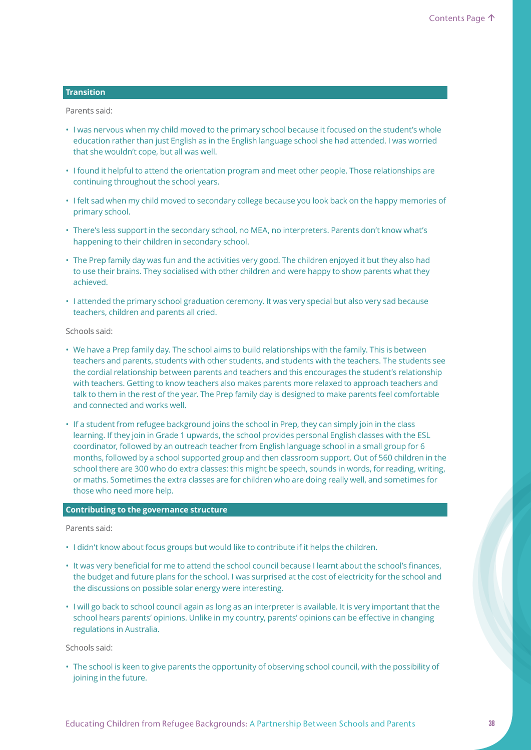## Transition

Parents said:

- I was nervous when my child moved to the primary school because it focused on the student's whole education rather than just English as in the English language school she had attended. I was worried that she wouldn't cope, but all was well.
- I found it helpful to attend the orientation program and meet other people. Those relationships are continuing throughout the school years.
- I felt sad when my child moved to secondary college because you look back on the happy memories of primary school.
- There's less support in the secondary school, no MEA, no interpreters. Parents don't know what's happening to their children in secondary school.
- The Prep family day was fun and the activities very good. The children enjoyed it but they also had to use their brains. They socialised with other children and were happy to show parents what they achieved.
- I attended the primary school graduation ceremony. It was very special but also very sad because teachers, children and parents all cried.

Schools said:

- We have a Prep family day. The school aims to build relationships with the family. This is between teachers and parents, students with other students, and students with the teachers. The students see the cordial relationship between parents and teachers and this encourages the student's relationship with teachers. Getting to know teachers also makes parents more relaxed to approach teachers and talk to them in the rest of the year. The Prep family day is designed to make parents feel comfortable and connected and works well.
- If a student from refugee background joins the school in Prep, they can simply join in the class learning. If they join in Grade 1 upwards, the school provides personal English classes with the ESL coordinator, followed by an outreach teacher from English language school in a small group for 6 months, followed by a school supported group and then classroom support. Out of 560 children in the school there are 300 who do extra classes: this might be speech, sounds in words, for reading, writing, or maths. Sometimes the extra classes are for children who are doing really well, and sometimes for those who need more help.

## Contributing to the governance structure

Parents said:

- I didn't know about focus groups but would like to contribute if it helps the children.
- It was very beneficial for me to attend the school council because I learnt about the school's finances, the budget and future plans for the school. I was surprised at the cost of electricity for the school and the discussions on possible solar energy were interesting.
- I will go back to school council again as long as an interpreter is available. It is very important that the school hears parents' opinions. Unlike in my country, parents' opinions can be effective in changing regulations in Australia.

Schools said:

- The school is keen to give parents the opportunity of observing school council, with the possibility of joining in the future.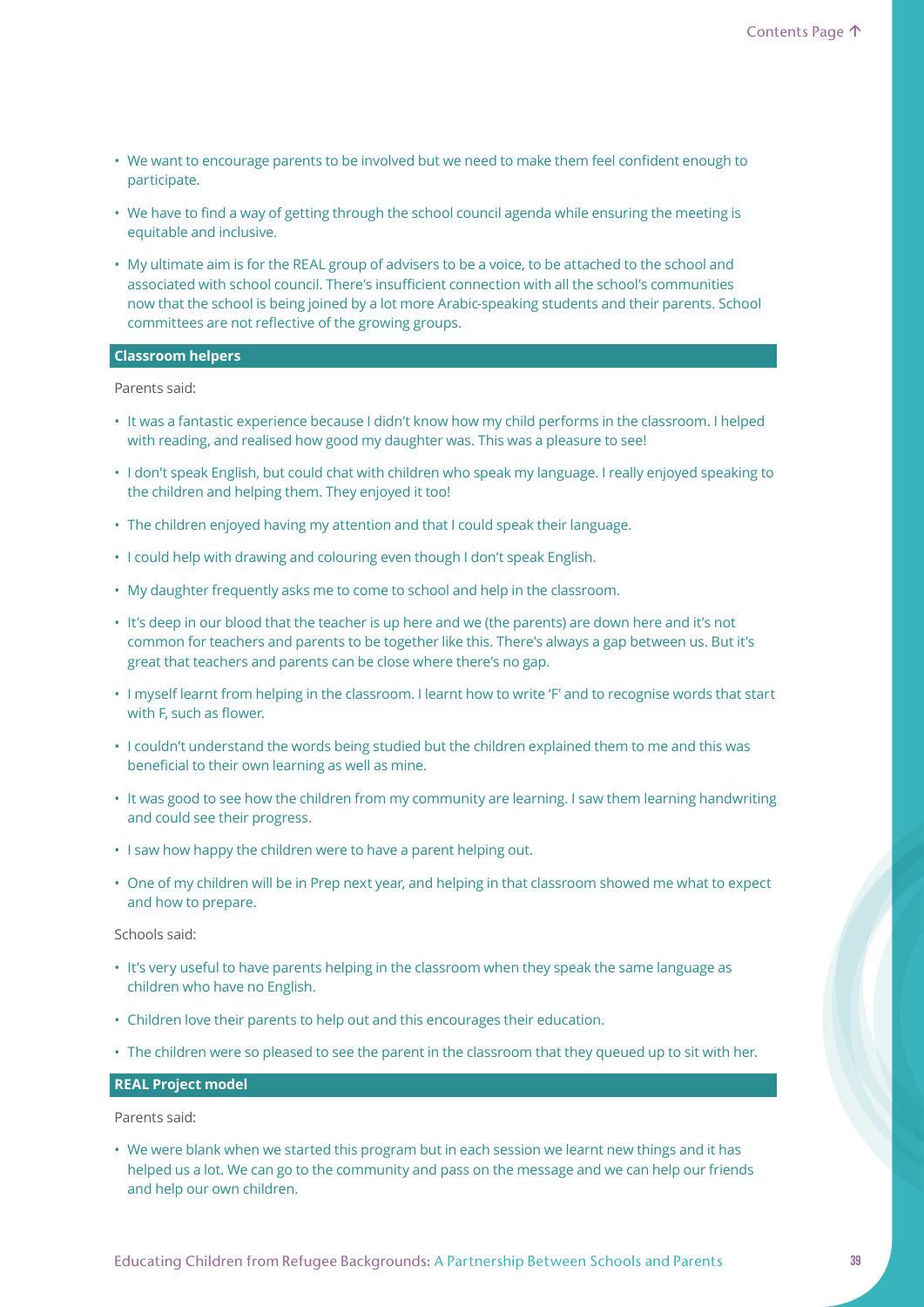- We want to encourage parents to be involved but we need to make them feel confident enough to participate.
- We have to find a way of getting through the school council agenda while ensuring the meeting is equitable and inclusive.
- My ultimate aim is for the REAL group of advisers to be a voice, to be attached to the school and associated with school council. There's insufficient connection with all the school's communities now that the school is being joined by a lot more Arabic-speaking students and their parents. School committees are not reflective of the growing groups.

### Classroom helpers

Parents said:

- It was a fantastic experience because I didn't know how my child performs in the classroom. I helped with reading, and realised how good my daughter was. This was a pleasure to see!
- I don't speak English, but could chat with children who speak my language. I really enjoyed speaking to the children and helping them. They enjoyed it too!
- The children enjoyed having my attention and that I could speak their language.
- I could help with drawing and colouring even though I don't speak English.
- My daughter frequently asks me to come to school and help in the classroom.
- It's deep in our blood that the teacher is up here and we (the parents) are down here and it's not common for teachers and parents to be together like this. There's always a gap between us. But it's great that teachers and parents can be close where there's no gap.
- I myself learnt from helping in the classroom. I learnt how to write 'F' and to recognise words that start with F, such as flower.
- I couldn't understand the words being studied but the children explained them to me and this was beneficial to their own learning as well as mine.
- It was good to see how the children from my community are learning. I saw them learning handwriting and could see their progress.
- I saw how happy the children were to have a parent helping out.
- One of my children will be in Prep next year, and helping in that classroom showed me what to expect and how to prepare.

Schools said:

- It's very useful to have parents helping in the classroom when they speak the same language as children who have no English.
- Children love their parents to help out and this encourages their education.
- The children were so pleased to see the parent in the classroom that they queued up to sit with her.

### REAL Project model

Parents said:

- We were blank when we started this program but in each session we learnt new things and it has helped us a lot. We can go to the community and pass on the message and we can help our friends and help our own children.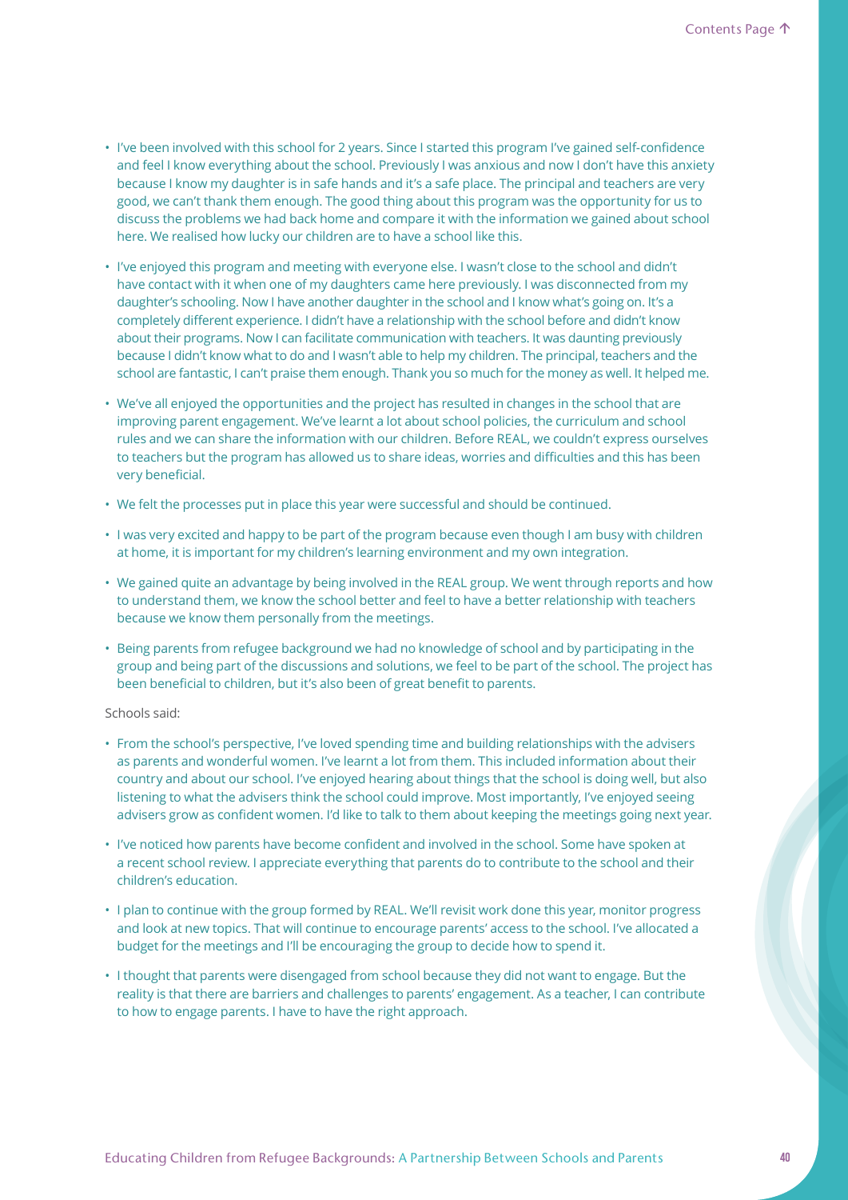- I've been involved with this school for 2 years. Since I started this program I've gained self-confidence and feel I know everything about the school. Previously I was anxious and now I don't have this anxiety because I know my daughter is in safe hands and it's a safe place. The principal and teachers are very good, we can't thank them enough. The good thing about this program was the opportunity for us to discuss the problems we had back home and compare it with the information we gained about school here. We realised how lucky our children are to have a school like this.
- I've enjoyed this program and meeting with everyone else. I wasn't close to the school and didn't have contact with it when one of my daughters came here previously. I was disconnected from my daughter's schooling. Now I have another daughter in the school and I know what's going on. It's a completely different experience. I didn't have a relationship with the school before and didn't know about their programs. Now I can facilitate communication with teachers. It was daunting previously because I didn't know what to do and I wasn't able to help my children. The principal, teachers and the school are fantastic, I can't praise them enough. Thank you so much for the money as well. It helped me.
- We've all enjoyed the opportunities and the project has resulted in changes in the school that are improving parent engagement. We've learnt a lot about school policies, the curriculum and school rules and we can share the information with our children. Before REAL, we couldn't express ourselves to teachers but the program has allowed us to share ideas, worries and difficulties and this has been very beneficial.
- We felt the processes put in place this year were successful and should be continued.
- I was very excited and happy to be part of the program because even though I am busy with children at home, it is important for my children's learning environment and my own integration.
- We gained quite an advantage by being involved in the REAL group. We went through reports and how to understand them, we know the school better and feel to have a better relationship with teachers because we know them personally from the meetings.
- Being parents from refugee background we had no knowledge of school and by participating in the group and being part of the discussions and solutions, we feel to be part of the school. The project has been beneficial to children, but it's also been of great benefit to parents.

Schools said:

- From the school's perspective, I've loved spending time and building relationships with the advisers as parents and wonderful women. I've learnt a lot from them. This included information about their country and about our school. I've enjoyed hearing about things that the school is doing well, but also listening to what the advisers think the school could improve. Most importantly, I've enjoyed seeing advisers grow as confident women. I'd like to talk to them about keeping the meetings going next year.
- I've noticed how parents have become confident and involved in the school. Some have spoken at a recent school review. I appreciate everything that parents do to contribute to the school and their children's education.
- I plan to continue with the group formed by REAL. We'll revisit work done this year, monitor progress and look at new topics. That will continue to encourage parents' access to the school. I've allocated a budget for the meetings and I'll be encouraging the group to decide how to spend it.
- I thought that parents were disengaged from school because they did not want to engage. But the reality is that there are barriers and challenges to parents' engagement. As a teacher, I can contribute to how to engage parents. I have to have the right approach.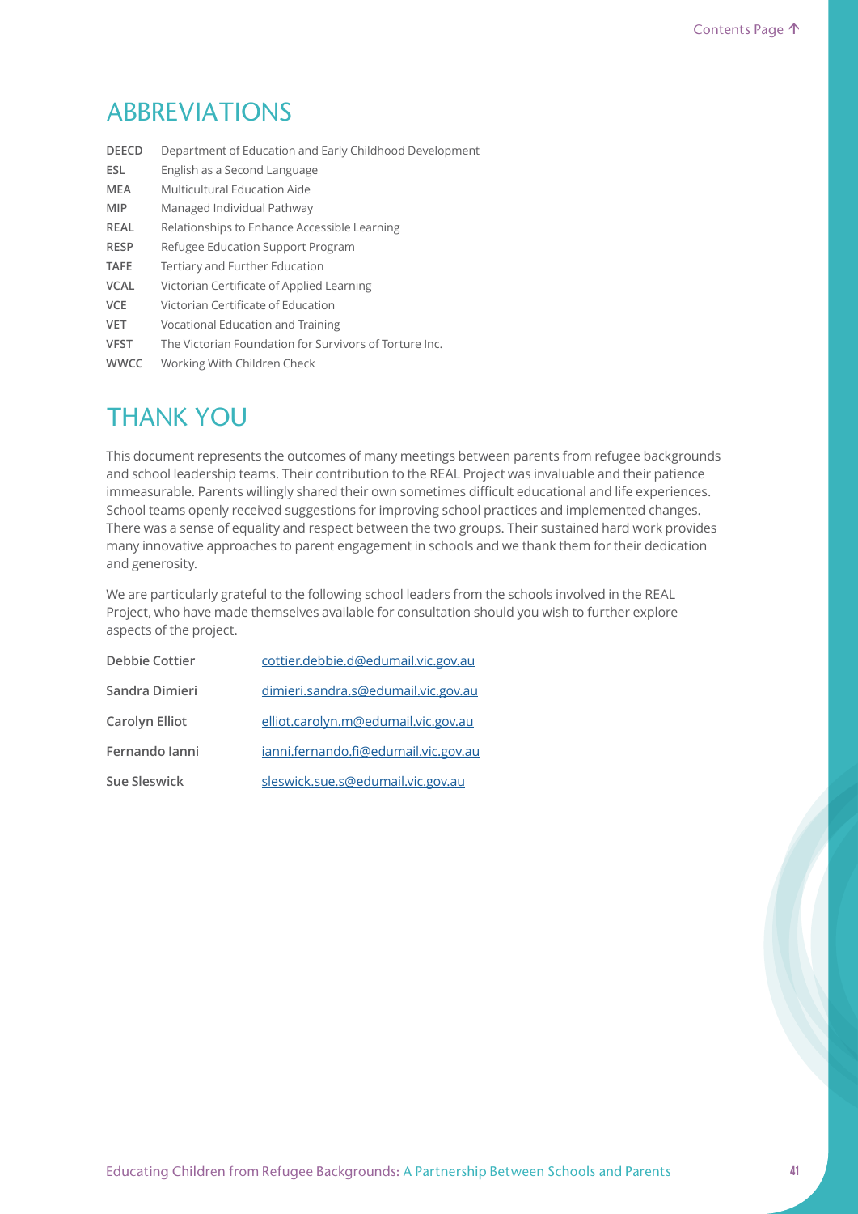## ABBREVIATIONS

| | |
|---|---|
| **DEECD** | Department of Education and Early Childhood Development |
| **ESL** | English as a Second Language |
| **MEA** | Multicultural Education Aide |
| **MIP** | Managed Individual Pathway |
| **REAL** | Relationships to Enhance Accessible Learning |
| **RESP** | Refugee Education Support Program |
| **TAFE** | Tertiary and Further Education |
| **VCAL** | Victorian Certificate of Applied Learning |
| **VCE** | Victorian Certificate of Education |
| **VET** | Vocational Education and Training |
| **VFST** | The Victorian Foundation for Survivors of Torture Inc. |
| **WWCC** | Working With Children Check |

## THANK YOU

This document represents the outcomes of many meetings between parents from refugee backgrounds and school leadership teams. Their contribution to the REAL Project was invaluable and their patience immeasurable. Parents willingly shared their own sometimes difficult educational and life experiences. School teams openly received suggestions for improving school practices and implemented changes. There was a sense of equality and respect between the two groups. Their sustained hard work provides many innovative approaches to parent engagement in schools and we thank them for their dedication and generosity.

We are particularly grateful to the following school leaders from the schools involved in the REAL Project, who have made themselves available for consultation should you wish to further explore aspects of the project.

| | |
|---|---|
| **Debbie Cottier** | cottier.debbie.d@edumail.vic.gov.au |
| **Sandra Dimieri** | dimieri.sandra.s@edumail.vic.gov.au |
| **Carolyn Elliot** | elliot.carolyn.m@edumail.vic.gov.au |
| **Fernando Ianni** | ianni.fernando.fi@edumail.vic.gov.au |
| **Sue Sleswick** | sleswick.sue.s@edumail.vic.gov.au |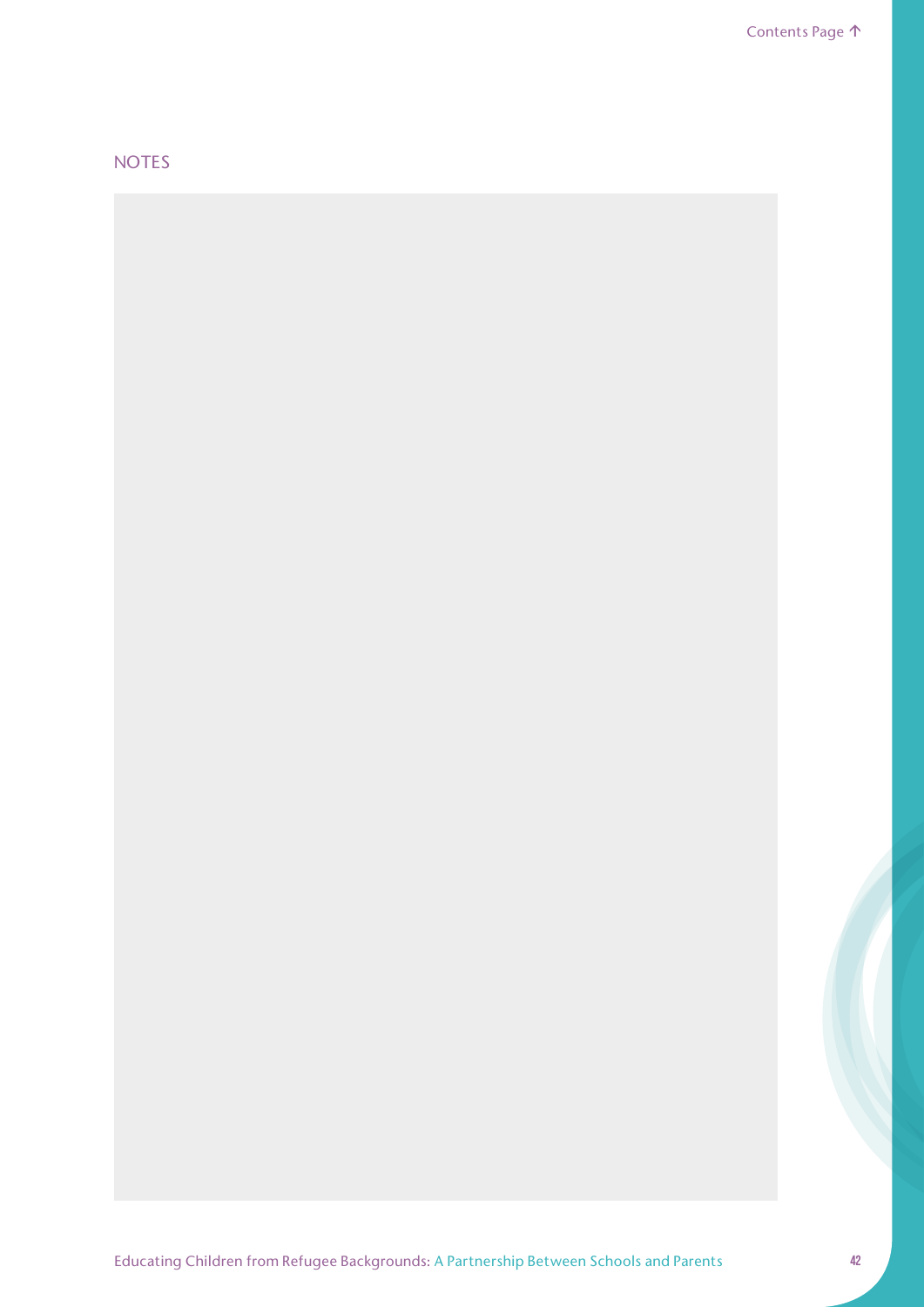## NOTES